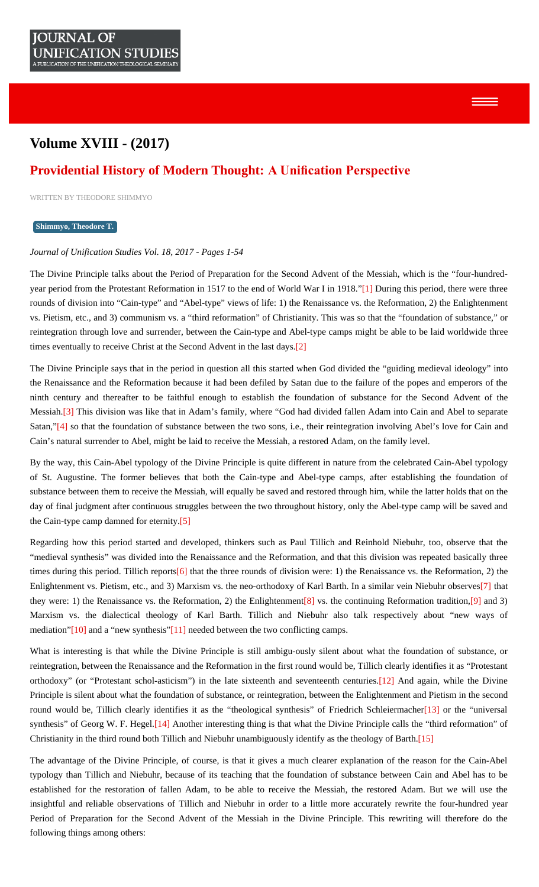# Volume XVIII - (2017)

## Providential History of Modern Thought: A Unification Perspective

WRITTEN BY THEODORE SHIMMYO

Shimmyo, Theodore T.

*Journal of Unification Studies Vol. 18, 2017 - Pages 1-54*

The Divine Principle talks about the Period of Preparation for the Second Advent of the Messiah, which is the "four-hundred-year period from the Protestant Reformation in 1517 to the end of World War I in 1918."[1] During this period, there were three rounds of division into "Cain-type" and "Abel-type" views of life: 1) the Renaissance vs. the Reformation, 2) the Enlightenment vs. Pietism, etc., and 3) communism vs. a "third reformation" of Christianity. This was so that the "foundation of substance," or reintegration through love and surrender, between the Cain-type and Abel-type camps might be able to be laid worldwide three times eventually to receive Christ at the Second Advent in the last days.[2]

The Divine Principle says that in the period in question all this started when God divided the "guiding medieval ideology" into the Renaissance and the Reformation because it had been defiled by Satan due to the failure of the popes and emperors of the ninth century and thereafter to be faithful enough to establish the foundation of substance for the Second Advent of the Messiah.[3] This division was like that in Adam's family, where "God had divided fallen Adam into Cain and Abel to separate Satan,"[4] so that the foundation of substance between the two sons, i.e., their reintegration involving Abel's love for Cain and Cain's natural surrender to Abel, might be laid to receive the Messiah, a restored Adam, on the family level.

By the way, this Cain-Abel typology of the Divine Principle is quite different in nature from the celebrated Cain-Abel typology of St. Augustine. The former believes that both the Cain-type and Abel-type camps, after establishing the foundation of substance between them to receive the Messiah, will equally be saved and restored through him, while the latter holds that on the day of final judgment after continuous struggles between the two throughout history, only the Abel-type camp will be saved and the Cain-type camp damned for eternity.[5]

Regarding how this period started and developed, thinkers such as Paul Tillich and Reinhold Niebuhr, too, observe that the "medieval synthesis" was divided into the Renaissance and the Reformation, and that this division was repeated basically three times during this period. Tillich reports[6] that the three rounds of division were: 1) the Renaissance vs. the Reformation, 2) the Enlightenment vs. Pietism, etc., and 3) Marxism vs. the neo-orthodoxy of Karl Barth. In a similar vein Niebuhr observes[7] that they were: 1) the Renaissance vs. the Reformation, 2) the Enlightenment[8] vs. the continuing Reformation tradition,[9] and 3) Marxism vs. the dialectical theology of Karl Barth. Tillich and Niebuhr also talk respectively about "new ways of mediation"[10] and a "new synthesis"[11] needed between the two conflicting camps.

What is interesting is that while the Divine Principle is still ambigu-ously silent about what the foundation of substance, or reintegration, between the Renaissance and the Reformation in the first round would be, Tillich clearly identifies it as "Protestant orthodoxy" (or "Protestant schol-asticism") in the late sixteenth and seventeenth centuries.[12] And again, while the Divine Principle is silent about what the foundation of substance, or reintegration, between the Enlightenment and Pietism in the second round would be, Tillich clearly identifies it as the "theological synthesis" of Friedrich Schleiermacher[13] or the "universal synthesis" of Georg W. F. Hegel.[14] Another interesting thing is that what the Divine Principle calls the "third reformation" of Christianity in the third round both Tillich and Niebuhr unambiguously identify as the theology of Barth.[15]

The advantage of the Divine Principle, of course, is that it gives a much clearer explanation of the reason for the Cain-Abel typology than Tillich and Niebuhr, because of its teaching that the foundation of substance between Cain and Abel has to be established for the restoration of fallen Adam, to be able to receive the Messiah, the restored Adam. But we will use the insightful and reliable observations of Tillich and Niebuhr in order to a little more accurately rewrite the four-hundred year Period of Preparation for the Second Advent of the Messiah in the Divine Principle. This rewriting will therefore do the following things among others: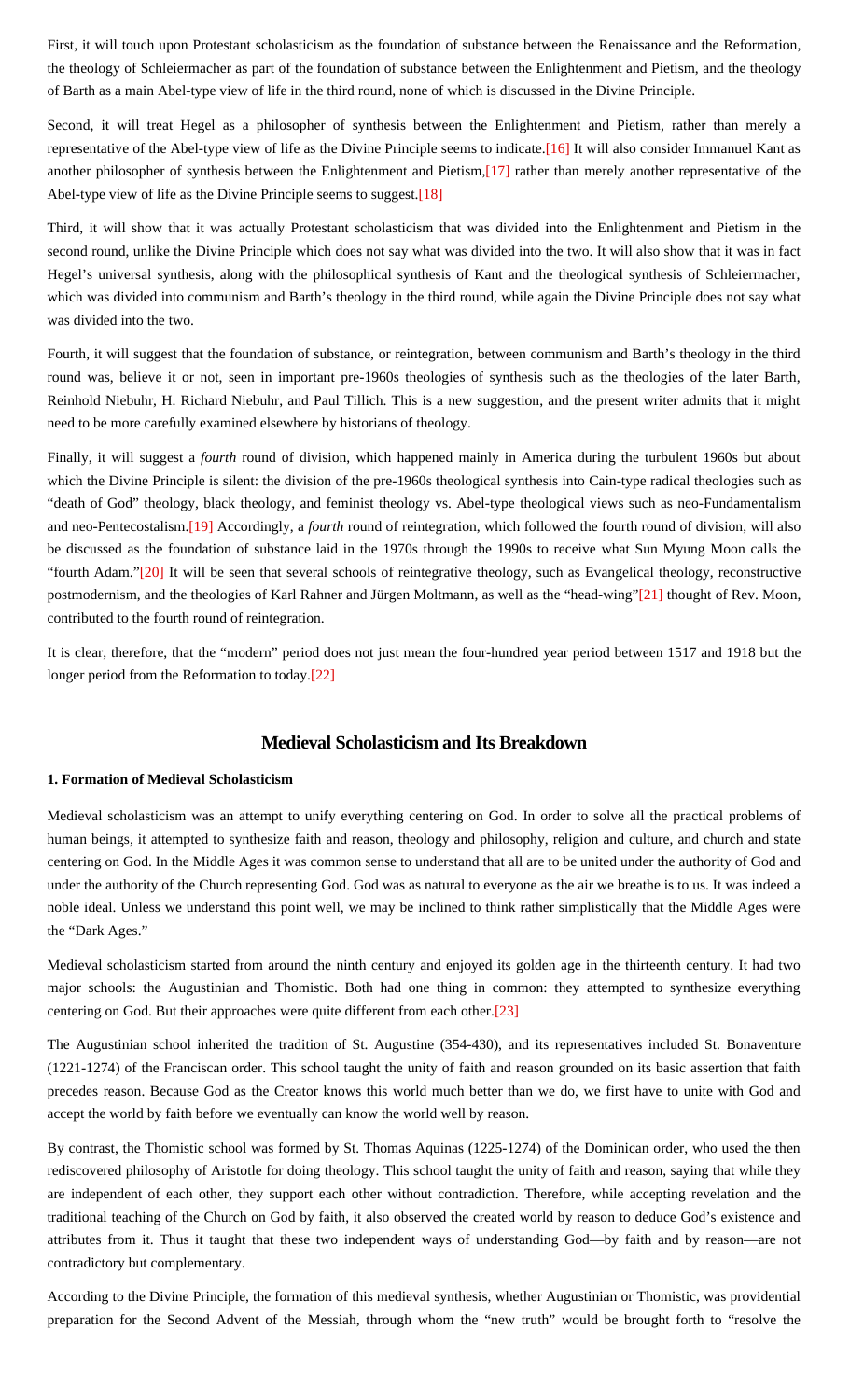First, it will touch upon Protestant scholasticism as the foundation of substance between the Renaissance and the Reformation, the theology of Schleiermacher as part of the foundation of substance between the Enlightenment and Pietism, and the theology of Barth as a main Abel-type view of life in the third round, none of which is discussed in the Divine Principle.

Second, it will treat Hegel as a philosopher of synthesis between the Enlightenment and Pietism, rather than merely a representative of the Abel-type view of life as the Divine Principle seems to indicate.[16] It will also consider Immanuel Kant as another philosopher of synthesis between the Enlightenment and Pietism,[17] rather than merely another representative of the Abel-type view of life as the Divine Principle seems to suggest.[18]

Third, it will show that it was actually Protestant scholasticism that was divided into the Enlightenment and Pietism in the second round, unlike the Divine Principle which does not say what was divided into the two. It will also show that it was in fact Hegel's universal synthesis, along with the philosophical synthesis of Kant and the theological synthesis of Schleiermacher, which was divided into communism and Barth's theology in the third round, while again the Divine Principle does not say what was divided into the two.

Fourth, it will suggest that the foundation of substance, or reintegration, between communism and Barth's theology in the third round was, believe it or not, seen in important pre-1960s theologies of synthesis such as the theologies of the later Barth, Reinhold Niebuhr, H. Richard Niebuhr, and Paul Tillich. This is a new suggestion, and the present writer admits that it might need to be more carefully examined elsewhere by historians of theology.

Finally, it will suggest a *fourth* round of division, which happened mainly in America during the turbulent 1960s but about which the Divine Principle is silent: the division of the pre-1960s theological synthesis into Cain-type radical theologies such as "death of God" theology, black theology, and feminist theology vs. Abel-type theological views such as neo-Fundamentalism and neo-Pentecostalism.[19] Accordingly, a *fourth* round of reintegration, which followed the fourth round of division, will also be discussed as the foundation of substance laid in the 1970s through the 1990s to receive what Sun Myung Moon calls the "fourth Adam."[20] It will be seen that several schools of reintegrative theology, such as Evangelical theology, reconstructive postmodernism, and the theologies of Karl Rahner and Jürgen Moltmann, as well as the "head-wing"[21] thought of Rev. Moon, contributed to the fourth round of reintegration.

It is clear, therefore, that the "modern" period does not just mean the four-hundred year period between 1517 and 1918 but the longer period from the Reformation to today.[22]

## Medieval Scholasticism and Its Breakdown

### 1. Formation of Medieval Scholasticism

Medieval scholasticism was an attempt to unify everything centering on God. In order to solve all the practical problems of human beings, it attempted to synthesize faith and reason, theology and philosophy, religion and culture, and church and state centering on God. In the Middle Ages it was common sense to understand that all are to be united under the authority of God and under the authority of the Church representing God. God was as natural to everyone as the air we breathe is to us. It was indeed a noble ideal. Unless we understand this point well, we may be inclined to think rather simplistically that the Middle Ages were the "Dark Ages."

Medieval scholasticism started from around the ninth century and enjoyed its golden age in the thirteenth century. It had two major schools: the Augustinian and Thomistic. Both had one thing in common: they attempted to synthesize everything centering on God. But their approaches were quite different from each other.[23]

The Augustinian school inherited the tradition of St. Augustine (354-430), and its representatives included St. Bonaventure (1221-1274) of the Franciscan order. This school taught the unity of faith and reason grounded on its basic assertion that faith precedes reason. Because God as the Creator knows this world much better than we do, we first have to unite with God and accept the world by faith before we eventually can know the world well by reason.

By contrast, the Thomistic school was formed by St. Thomas Aquinas (1225-1274) of the Dominican order, who used the then rediscovered philosophy of Aristotle for doing theology. This school taught the unity of faith and reason, saying that while they are independent of each other, they support each other without contradiction. Therefore, while accepting revelation and the traditional teaching of the Church on God by faith, it also observed the created world by reason to deduce God's existence and attributes from it. Thus it taught that these two independent ways of understanding God—by faith and by reason—are not contradictory but complementary.

According to the Divine Principle, the formation of this medieval synthesis, whether Augustinian or Thomistic, was providential preparation for the Second Advent of the Messiah, through whom the "new truth" would be brought forth to "resolve the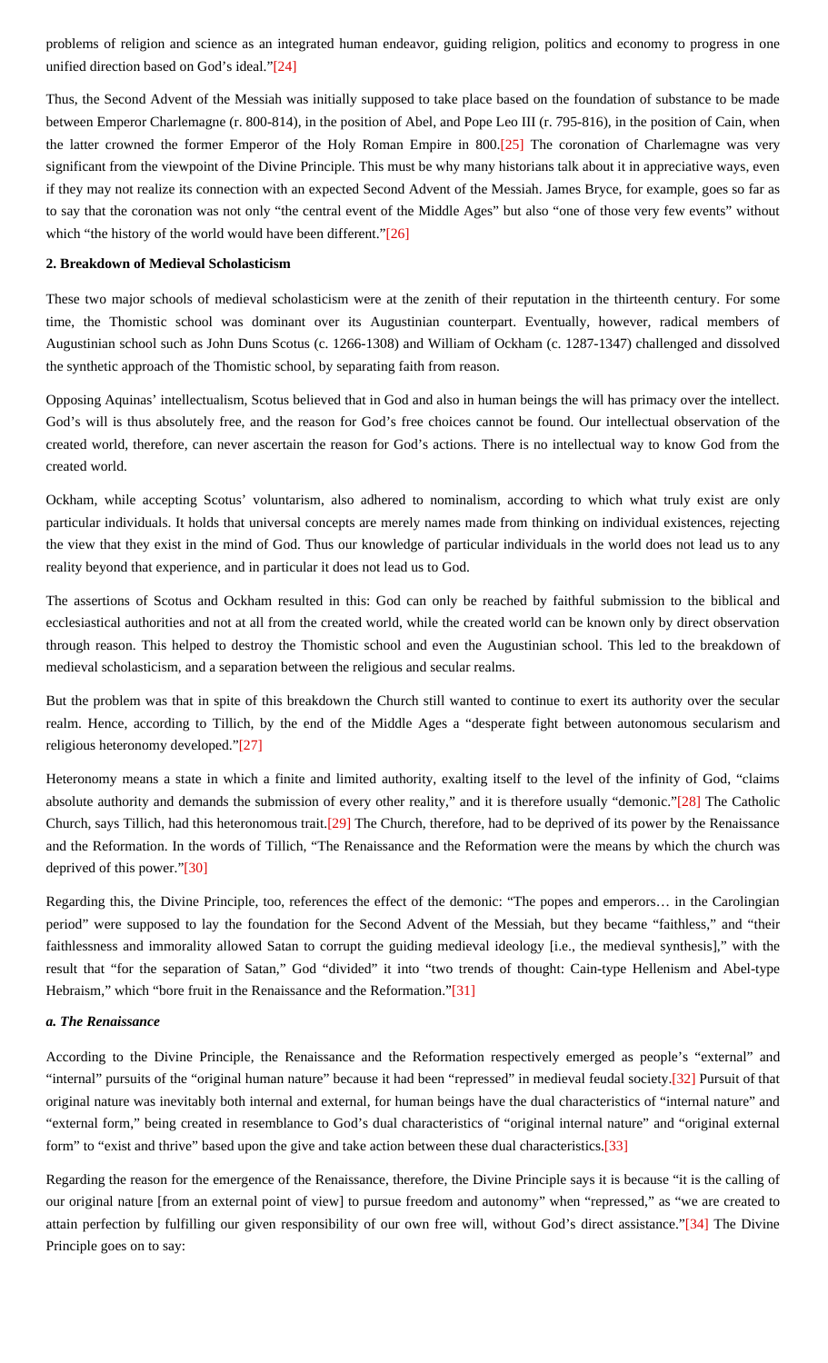problems of religion and science as an integrated human endeavor, guiding religion, politics and economy to progress in one unified direction based on God's ideal."[24]

Thus, the Second Advent of the Messiah was initially supposed to take place based on the foundation of substance to be made between Emperor Charlemagne (r. 800-814), in the position of Abel, and Pope Leo III (r. 795-816), in the position of Cain, when the latter crowned the former Emperor of the Holy Roman Empire in 800.[25] The coronation of Charlemagne was very significant from the viewpoint of the Divine Principle. This must be why many historians talk about it in appreciative ways, even if they may not realize its connection with an expected Second Advent of the Messiah. James Bryce, for example, goes so far as to say that the coronation was not only "the central event of the Middle Ages" but also "one of those very few events" without which "the history of the world would have been different."[26]

**2. Breakdown of Medieval Scholasticism**

These two major schools of medieval scholasticism were at the zenith of their reputation in the thirteenth century. For some time, the Thomistic school was dominant over its Augustinian counterpart. Eventually, however, radical members of Augustinian school such as John Duns Scotus (c. 1266-1308) and William of Ockham (c. 1287-1347) challenged and dissolved the synthetic approach of the Thomistic school, by separating faith from reason.

Opposing Aquinas' intellectualism, Scotus believed that in God and also in human beings the will has primacy over the intellect. God's will is thus absolutely free, and the reason for God's free choices cannot be found. Our intellectual observation of the created world, therefore, can never ascertain the reason for God's actions. There is no intellectual way to know God from the created world.

Ockham, while accepting Scotus' voluntarism, also adhered to nominalism, according to which what truly exist are only particular individuals. It holds that universal concepts are merely names made from thinking on individual existences, rejecting the view that they exist in the mind of God. Thus our knowledge of particular individuals in the world does not lead us to any reality beyond that experience, and in particular it does not lead us to God.

The assertions of Scotus and Ockham resulted in this: God can only be reached by faithful submission to the biblical and ecclesiastical authorities and not at all from the created world, while the created world can be known only by direct observation through reason. This helped to destroy the Thomistic school and even the Augustinian school. This led to the breakdown of medieval scholasticism, and a separation between the religious and secular realms.

But the problem was that in spite of this breakdown the Church still wanted to continue to exert its authority over the secular realm. Hence, according to Tillich, by the end of the Middle Ages a "desperate fight between autonomous secularism and religious heteronomy developed."[27]

Heteronomy means a state in which a finite and limited authority, exalting itself to the level of the infinity of God, "claims absolute authority and demands the submission of every other reality," and it is therefore usually "demonic."[28] The Catholic Church, says Tillich, had this heteronomous trait.[29] The Church, therefore, had to be deprived of its power by the Renaissance and the Reformation. In the words of Tillich, "The Renaissance and the Reformation were the means by which the church was deprived of this power."[30]

Regarding this, the Divine Principle, too, references the effect of the demonic: "The popes and emperors… in the Carolingian period" were supposed to lay the foundation for the Second Advent of the Messiah, but they became "faithless," and "their faithlessness and immorality allowed Satan to corrupt the guiding medieval ideology [i.e., the medieval synthesis]," with the result that "for the separation of Satan," God "divided" it into "two trends of thought: Cain-type Hellenism and Abel-type Hebraism," which "bore fruit in the Renaissance and the Reformation."[31]

***a. The Renaissance***

According to the Divine Principle, the Renaissance and the Reformation respectively emerged as people's "external" and "internal" pursuits of the "original human nature" because it had been "repressed" in medieval feudal society.[32] Pursuit of that original nature was inevitably both internal and external, for human beings have the dual characteristics of "internal nature" and "external form," being created in resemblance to God's dual characteristics of "original internal nature" and "original external form" to "exist and thrive" based upon the give and take action between these dual characteristics.[33]

Regarding the reason for the emergence of the Renaissance, therefore, the Divine Principle says it is because "it is the calling of our original nature [from an external point of view] to pursue freedom and autonomy" when "repressed," as "we are created to attain perfection by fulfilling our given responsibility of our own free will, without God's direct assistance."[34] The Divine Principle goes on to say: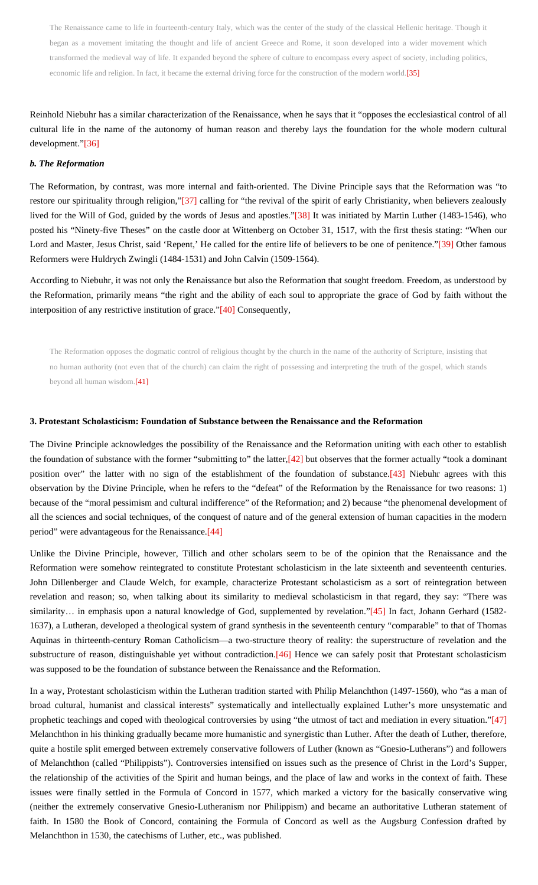> The Renaissance came to life in fourteenth-century Italy, which was the center of the study of the classical Hellenic heritage. Though it began as a movement imitating the thought and life of ancient Greece and Rome, it soon developed into a wider movement which transformed the medieval way of life. It expanded beyond the sphere of culture to encompass every aspect of society, including politics, economic life and religion. In fact, it became the external driving force for the construction of the modern world.[35]

Reinhold Niebuhr has a similar characterization of the Renaissance, when he says that it "opposes the ecclesiastical control of all cultural life in the name of the autonomy of human reason and thereby lays the foundation for the whole modern cultural development."[36]

#### *b. The Reformation*

The Reformation, by contrast, was more internal and faith-oriented. The Divine Principle says that the Reformation was "to restore our spirituality through religion,"[37] calling for "the revival of the spirit of early Christianity, when believers zealously lived for the Will of God, guided by the words of Jesus and apostles."[38] It was initiated by Martin Luther (1483-1546), who posted his "Ninety-five Theses" on the castle door at Wittenberg on October 31, 1517, with the first thesis stating: "When our Lord and Master, Jesus Christ, said 'Repent,' He called for the entire life of believers to be one of penitence."[39] Other famous Reformers were Huldrych Zwingli (1484-1531) and John Calvin (1509-1564).

According to Niebuhr, it was not only the Renaissance but also the Reformation that sought freedom. Freedom, as understood by the Reformation, primarily means "the right and the ability of each soul to appropriate the grace of God by faith without the interposition of any restrictive institution of grace."[40] Consequently,

> The Reformation opposes the dogmatic control of religious thought by the church in the name of the authority of Scripture, insisting that no human authority (not even that of the church) can claim the right of possessing and interpreting the truth of the gospel, which stands beyond all human wisdom.[41]

### 3. Protestant Scholasticism: Foundation of Substance between the Renaissance and the Reformation

The Divine Principle acknowledges the possibility of the Renaissance and the Reformation uniting with each other to establish the foundation of substance with the former "submitting to" the latter,[42] but observes that the former actually "took a dominant position over" the latter with no sign of the establishment of the foundation of substance.[43] Niebuhr agrees with this observation by the Divine Principle, when he refers to the "defeat" of the Reformation by the Renaissance for two reasons: 1) because of the "moral pessimism and cultural indifference" of the Reformation; and 2) because "the phenomenal development of all the sciences and social techniques, of the conquest of nature and of the general extension of human capacities in the modern period" were advantageous for the Renaissance.[44]

Unlike the Divine Principle, however, Tillich and other scholars seem to be of the opinion that the Renaissance and the Reformation were somehow reintegrated to constitute Protestant scholasticism in the late sixteenth and seventeenth centuries. John Dillenberger and Claude Welch, for example, characterize Protestant scholasticism as a sort of reintegration between revelation and reason; so, when talking about its similarity to medieval scholasticism in that regard, they say: "There was similarity… in emphasis upon a natural knowledge of God, supplemented by revelation."[45] In fact, Johann Gerhard (1582-1637), a Lutheran, developed a theological system of grand synthesis in the seventeenth century "comparable" to that of Thomas Aquinas in thirteenth-century Roman Catholicism—a two-structure theory of reality: the superstructure of revelation and the substructure of reason, distinguishable yet without contradiction.[46] Hence we can safely posit that Protestant scholasticism was supposed to be the foundation of substance between the Renaissance and the Reformation.

In a way, Protestant scholasticism within the Lutheran tradition started with Philip Melanchthon (1497-1560), who "as a man of broad cultural, humanist and classical interests" systematically and intellectually explained Luther's more unsystematic and prophetic teachings and coped with theological controversies by using "the utmost of tact and mediation in every situation."[47] Melanchthon in his thinking gradually became more humanistic and synergistic than Luther. After the death of Luther, therefore, quite a hostile split emerged between extremely conservative followers of Luther (known as "Gnesio-Lutherans") and followers of Melanchthon (called "Philippists"). Controversies intensified on issues such as the presence of Christ in the Lord's Supper, the relationship of the activities of the Spirit and human beings, and the place of law and works in the context of faith. These issues were finally settled in the Formula of Concord in 1577, which marked a victory for the basically conservative wing (neither the extremely conservative Gnesio-Lutheranism nor Philippism) and became an authoritative Lutheran statement of faith. In 1580 the Book of Concord, containing the Formula of Concord as well as the Augsburg Confession drafted by Melanchthon in 1530, the catechisms of Luther, etc., was published.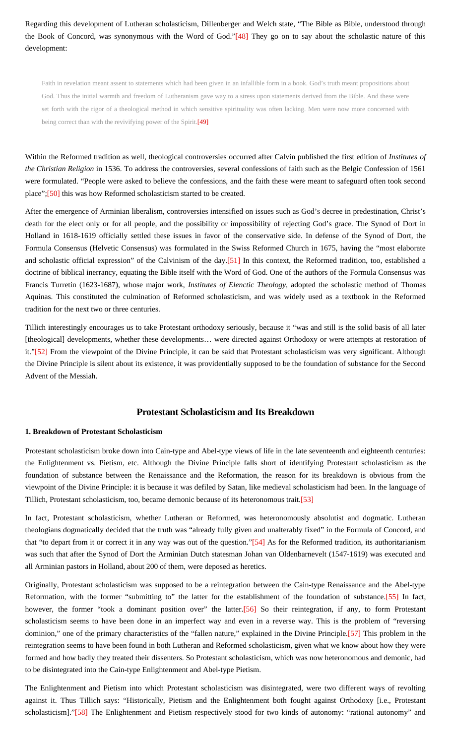Regarding this development of Lutheran scholasticism, Dillenberger and Welch state, "The Bible as Bible, understood through the Book of Concord, was synonymous with the Word of God."[48] They go on to say about the scholastic nature of this development:

> Faith in revelation meant assent to statements which had been given in an infallible form in a book. God's truth meant propositions about God. Thus the initial warmth and freedom of Lutheranism gave way to a stress upon statements derived from the Bible. And these were set forth with the rigor of a theological method in which sensitive spirituality was often lacking. Men were now more concerned with being correct than with the revivifying power of the Spirit.[49]

Within the Reformed tradition as well, theological controversies occurred after Calvin published the first edition of *Institutes of the Christian Religion* in 1536. To address the controversies, several confessions of faith such as the Belgic Confession of 1561 were formulated. "People were asked to believe the confessions, and the faith these were meant to safeguard often took second place";[50] this was how Reformed scholasticism started to be created.

After the emergence of Arminian liberalism, controversies intensified on issues such as God's decree in predestination, Christ's death for the elect only or for all people, and the possibility or impossibility of rejecting God's grace. The Synod of Dort in Holland in 1618-1619 officially settled these issues in favor of the conservative side. In defense of the Synod of Dort, the Formula Consensus (Helvetic Consensus) was formulated in the Swiss Reformed Church in 1675, having the "most elaborate and scholastic official expression" of the Calvinism of the day.[51] In this context, the Reformed tradition, too, established a doctrine of biblical inerrancy, equating the Bible itself with the Word of God. One of the authors of the Formula Consensus was Francis Turretin (1623-1687), whose major work, *Institutes of Elenctic Theology*, adopted the scholastic method of Thomas Aquinas. This constituted the culmination of Reformed scholasticism, and was widely used as a textbook in the Reformed tradition for the next two or three centuries.

Tillich interestingly encourages us to take Protestant orthodoxy seriously, because it "was and still is the solid basis of all later [theological] developments, whether these developments… were directed against Orthodoxy or were attempts at restoration of it."[52] From the viewpoint of the Divine Principle, it can be said that Protestant scholasticism was very significant. Although the Divine Principle is silent about its existence, it was providentially supposed to be the foundation of substance for the Second Advent of the Messiah.

## Protestant Scholasticism and Its Breakdown

### 1. Breakdown of Protestant Scholasticism

Protestant scholasticism broke down into Cain-type and Abel-type views of life in the late seventeenth and eighteenth centuries: the Enlightenment vs. Pietism, etc. Although the Divine Principle falls short of identifying Protestant scholasticism as the foundation of substance between the Renaissance and the Reformation, the reason for its breakdown is obvious from the viewpoint of the Divine Principle: it is because it was defiled by Satan, like medieval scholasticism had been. In the language of Tillich, Protestant scholasticism, too, became demonic because of its heteronomous trait.[53]

In fact, Protestant scholasticism, whether Lutheran or Reformed, was heteronomously absolutist and dogmatic. Lutheran theologians dogmatically decided that the truth was "already fully given and unalterably fixed" in the Formula of Concord, and that "to depart from it or correct it in any way was out of the question."[54] As for the Reformed tradition, its authoritarianism was such that after the Synod of Dort the Arminian Dutch statesman Johan van Oldenbarnevelt (1547-1619) was executed and all Arminian pastors in Holland, about 200 of them, were deposed as heretics.

Originally, Protestant scholasticism was supposed to be a reintegration between the Cain-type Renaissance and the Abel-type Reformation, with the former "submitting to" the latter for the establishment of the foundation of substance.[55] In fact, however, the former "took a dominant position over" the latter.[56] So their reintegration, if any, to form Protestant scholasticism seems to have been done in an imperfect way and even in a reverse way. This is the problem of "reversing dominion," one of the primary characteristics of the "fallen nature," explained in the Divine Principle.[57] This problem in the reintegration seems to have been found in both Lutheran and Reformed scholasticism, given what we know about how they were formed and how badly they treated their dissenters. So Protestant scholasticism, which was now heteronomous and demonic, had to be disintegrated into the Cain-type Enlightenment and Abel-type Pietism.

The Enlightenment and Pietism into which Protestant scholasticism was disintegrated, were two different ways of revolting against it. Thus Tillich says: "Historically, Pietism and the Enlightenment both fought against Orthodoxy [i.e., Protestant scholasticism]."[58] The Enlightenment and Pietism respectively stood for two kinds of autonomy: "rational autonomy" and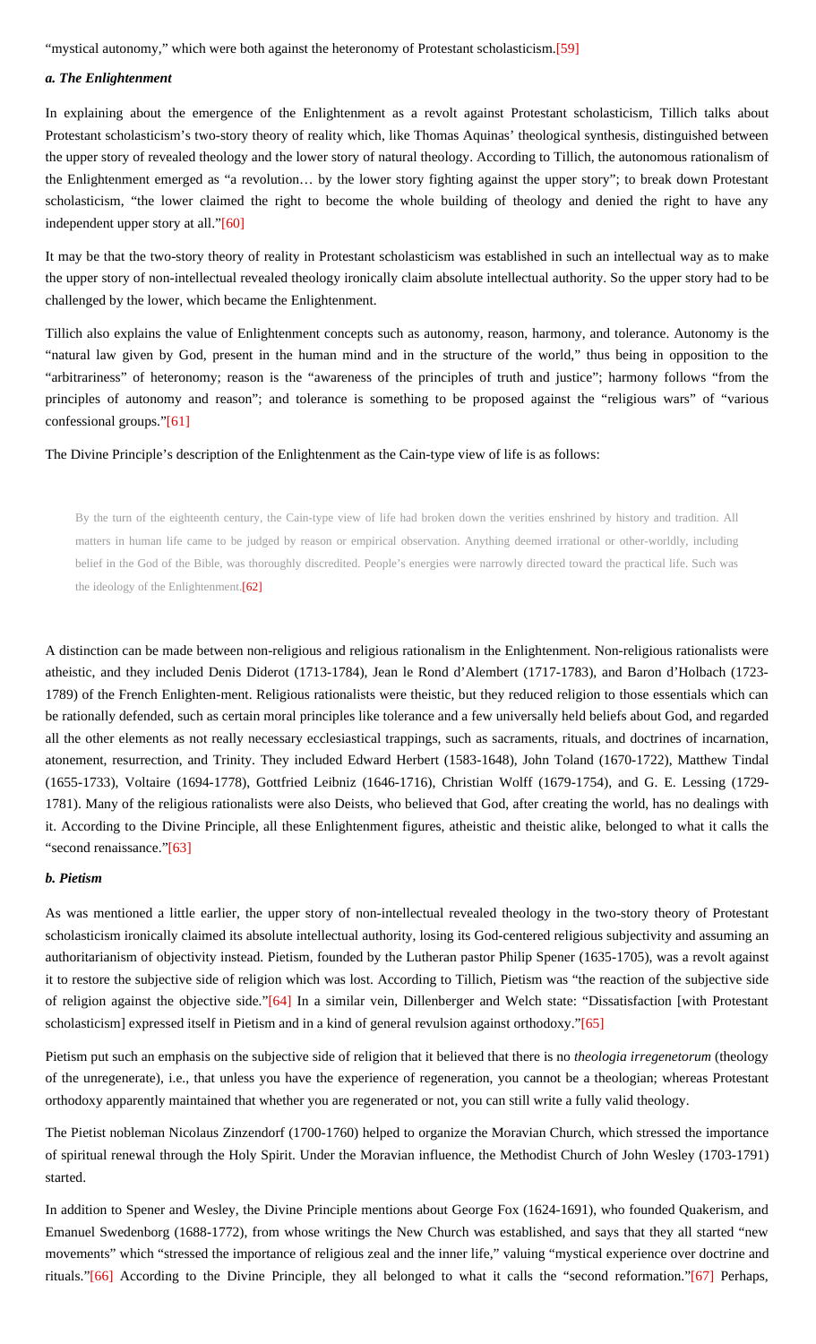"mystical autonomy," which were both against the heteronomy of Protestant scholasticism.[59]

### *a. The Enlightenment*

In explaining about the emergence of the Enlightenment as a revolt against Protestant scholasticism, Tillich talks about Protestant scholasticism's two-story theory of reality which, like Thomas Aquinas' theological synthesis, distinguished between the upper story of revealed theology and the lower story of natural theology. According to Tillich, the autonomous rationalism of the Enlightenment emerged as "a revolution… by the lower story fighting against the upper story"; to break down Protestant scholasticism, "the lower claimed the right to become the whole building of theology and denied the right to have any independent upper story at all."[60]

It may be that the two-story theory of reality in Protestant scholasticism was established in such an intellectual way as to make the upper story of non-intellectual revealed theology ironically claim absolute intellectual authority. So the upper story had to be challenged by the lower, which became the Enlightenment.

Tillich also explains the value of Enlightenment concepts such as autonomy, reason, harmony, and tolerance. Autonomy is the "natural law given by God, present in the human mind and in the structure of the world," thus being in opposition to the "arbitrariness" of heteronomy; reason is the "awareness of the principles of truth and justice"; harmony follows "from the principles of autonomy and reason"; and tolerance is something to be proposed against the "religious wars" of "various confessional groups."[61]

The Divine Principle's description of the Enlightenment as the Cain-type view of life is as follows:

> By the turn of the eighteenth century, the Cain-type view of life had broken down the verities enshrined by history and tradition. All matters in human life came to be judged by reason or empirical observation. Anything deemed irrational or other-worldly, including belief in the God of the Bible, was thoroughly discredited. People's energies were narrowly directed toward the practical life. Such was the ideology of the Enlightenment.[62]

A distinction can be made between non-religious and religious rationalism in the Enlightenment. Non-religious rationalists were atheistic, and they included Denis Diderot (1713-1784), Jean le Rond d'Alembert (1717-1783), and Baron d'Holbach (1723-1789) of the French Enlighten-ment. Religious rationalists were theistic, but they reduced religion to those essentials which can be rationally defended, such as certain moral principles like tolerance and a few universally held beliefs about God, and regarded all the other elements as not really necessary ecclesiastical trappings, such as sacraments, rituals, and doctrines of incarnation, atonement, resurrection, and Trinity. They included Edward Herbert (1583-1648), John Toland (1670-1722), Matthew Tindal (1655-1733), Voltaire (1694-1778), Gottfried Leibniz (1646-1716), Christian Wolff (1679-1754), and G. E. Lessing (1729-1781). Many of the religious rationalists were also Deists, who believed that God, after creating the world, has no dealings with it. According to the Divine Principle, all these Enlightenment figures, atheistic and theistic alike, belonged to what it calls the "second renaissance."[63]

### *b. Pietism*

As was mentioned a little earlier, the upper story of non-intellectual revealed theology in the two-story theory of Protestant scholasticism ironically claimed its absolute intellectual authority, losing its God-centered religious subjectivity and assuming an authoritarianism of objectivity instead. Pietism, founded by the Lutheran pastor Philip Spener (1635-1705), was a revolt against it to restore the subjective side of religion which was lost. According to Tillich, Pietism was "the reaction of the subjective side of religion against the objective side."[64] In a similar vein, Dillenberger and Welch state: "Dissatisfaction [with Protestant scholasticism] expressed itself in Pietism and in a kind of general revulsion against orthodoxy."[65]

Pietism put such an emphasis on the subjective side of religion that it believed that there is no *theologia irregenetorum* (theology of the unregenerate), i.e., that unless you have the experience of regeneration, you cannot be a theologian; whereas Protestant orthodoxy apparently maintained that whether you are regenerated or not, you can still write a fully valid theology.

The Pietist nobleman Nicolaus Zinzendorf (1700-1760) helped to organize the Moravian Church, which stressed the importance of spiritual renewal through the Holy Spirit. Under the Moravian influence, the Methodist Church of John Wesley (1703-1791) started.

In addition to Spener and Wesley, the Divine Principle mentions about George Fox (1624-1691), who founded Quakerism, and Emanuel Swedenborg (1688-1772), from whose writings the New Church was established, and says that they all started "new movements" which "stressed the importance of religious zeal and the inner life," valuing "mystical experience over doctrine and rituals."[66] According to the Divine Principle, they all belonged to what it calls the "second reformation."[67] Perhaps,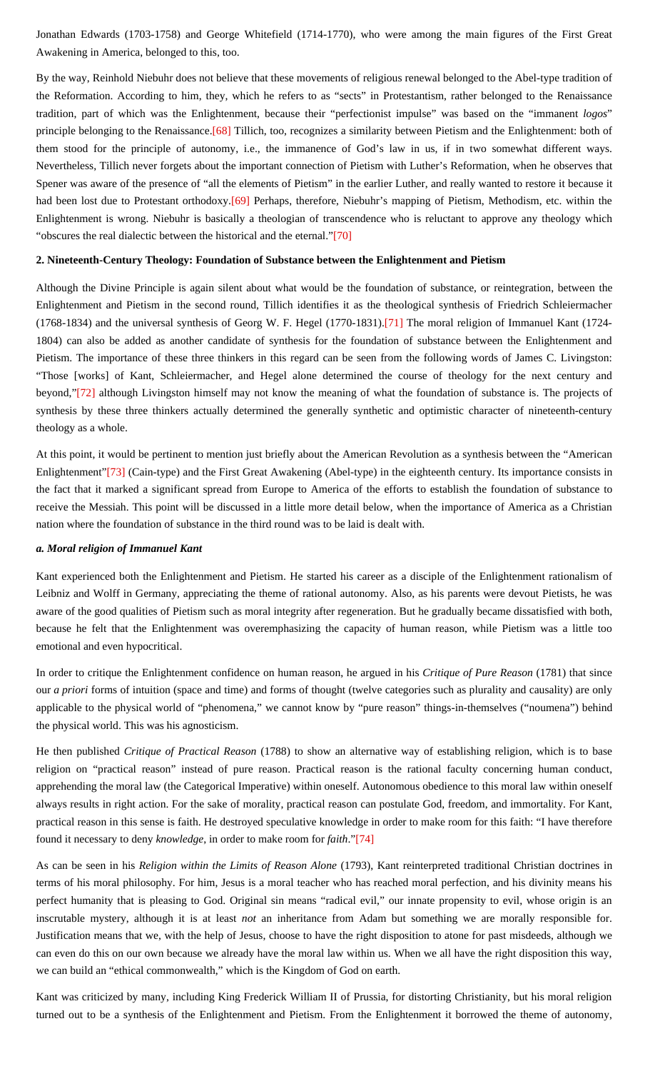Jonathan Edwards (1703-1758) and George Whitefield (1714-1770), who were among the main figures of the First Great Awakening in America, belonged to this, too.

By the way, Reinhold Niebuhr does not believe that these movements of religious renewal belonged to the Abel-type tradition of the Reformation. According to him, they, which he refers to as "sects" in Protestantism, rather belonged to the Renaissance tradition, part of which was the Enlightenment, because their "perfectionist impulse" was based on the "immanent *logos*" principle belonging to the Renaissance.[68] Tillich, too, recognizes a similarity between Pietism and the Enlightenment: both of them stood for the principle of autonomy, i.e., the immanence of God's law in us, if in two somewhat different ways. Nevertheless, Tillich never forgets about the important connection of Pietism with Luther's Reformation, when he observes that Spener was aware of the presence of "all the elements of Pietism" in the earlier Luther, and really wanted to restore it because it had been lost due to Protestant orthodoxy.[69] Perhaps, therefore, Niebuhr's mapping of Pietism, Methodism, etc. within the Enlightenment is wrong. Niebuhr is basically a theologian of transcendence who is reluctant to approve any theology which "obscures the real dialectic between the historical and the eternal."[70]

**2. Nineteenth-Century Theology: Foundation of Substance between the Enlightenment and Pietism**

Although the Divine Principle is again silent about what would be the foundation of substance, or reintegration, between the Enlightenment and Pietism in the second round, Tillich identifies it as the theological synthesis of Friedrich Schleiermacher (1768-1834) and the universal synthesis of Georg W. F. Hegel (1770-1831).[71] The moral religion of Immanuel Kant (1724-1804) can also be added as another candidate of synthesis for the foundation of substance between the Enlightenment and Pietism. The importance of these three thinkers in this regard can be seen from the following words of James C. Livingston: "Those [works] of Kant, Schleiermacher, and Hegel alone determined the course of theology for the next century and beyond,"[72] although Livingston himself may not know the meaning of what the foundation of substance is. The projects of synthesis by these three thinkers actually determined the generally synthetic and optimistic character of nineteenth-century theology as a whole.

At this point, it would be pertinent to mention just briefly about the American Revolution as a synthesis between the "American Enlightenment"[73] (Cain-type) and the First Great Awakening (Abel-type) in the eighteenth century. Its importance consists in the fact that it marked a significant spread from Europe to America of the efforts to establish the foundation of substance to receive the Messiah. This point will be discussed in a little more detail below, when the importance of America as a Christian nation where the foundation of substance in the third round was to be laid is dealt with.

***a. Moral religion of Immanuel Kant***

Kant experienced both the Enlightenment and Pietism. He started his career as a disciple of the Enlightenment rationalism of Leibniz and Wolff in Germany, appreciating the theme of rational autonomy. Also, as his parents were devout Pietists, he was aware of the good qualities of Pietism such as moral integrity after regeneration. But he gradually became dissatisfied with both, because he felt that the Enlightenment was overemphasizing the capacity of human reason, while Pietism was a little too emotional and even hypocritical.

In order to critique the Enlightenment confidence on human reason, he argued in his *Critique of Pure Reason* (1781) that since our *a priori* forms of intuition (space and time) and forms of thought (twelve categories such as plurality and causality) are only applicable to the physical world of "phenomena," we cannot know by "pure reason" things-in-themselves ("noumena") behind the physical world. This was his agnosticism.

He then published *Critique of Practical Reason* (1788) to show an alternative way of establishing religion, which is to base religion on "practical reason" instead of pure reason. Practical reason is the rational faculty concerning human conduct, apprehending the moral law (the Categorical Imperative) within oneself. Autonomous obedience to this moral law within oneself always results in right action. For the sake of morality, practical reason can postulate God, freedom, and immortality. For Kant, practical reason in this sense is faith. He destroyed speculative knowledge in order to make room for this faith: "I have therefore found it necessary to deny *knowledge*, in order to make room for *faith*."[74]

As can be seen in his *Religion within the Limits of Reason Alone* (1793), Kant reinterpreted traditional Christian doctrines in terms of his moral philosophy. For him, Jesus is a moral teacher who has reached moral perfection, and his divinity means his perfect humanity that is pleasing to God. Original sin means "radical evil," our innate propensity to evil, whose origin is an inscrutable mystery, although it is at least *not* an inheritance from Adam but something we are morally responsible for. Justification means that we, with the help of Jesus, choose to have the right disposition to atone for past misdeeds, although we can even do this on our own because we already have the moral law within us. When we all have the right disposition this way, we can build an "ethical commonwealth," which is the Kingdom of God on earth.

Kant was criticized by many, including King Frederick William II of Prussia, for distorting Christianity, but his moral religion turned out to be a synthesis of the Enlightenment and Pietism. From the Enlightenment it borrowed the theme of autonomy,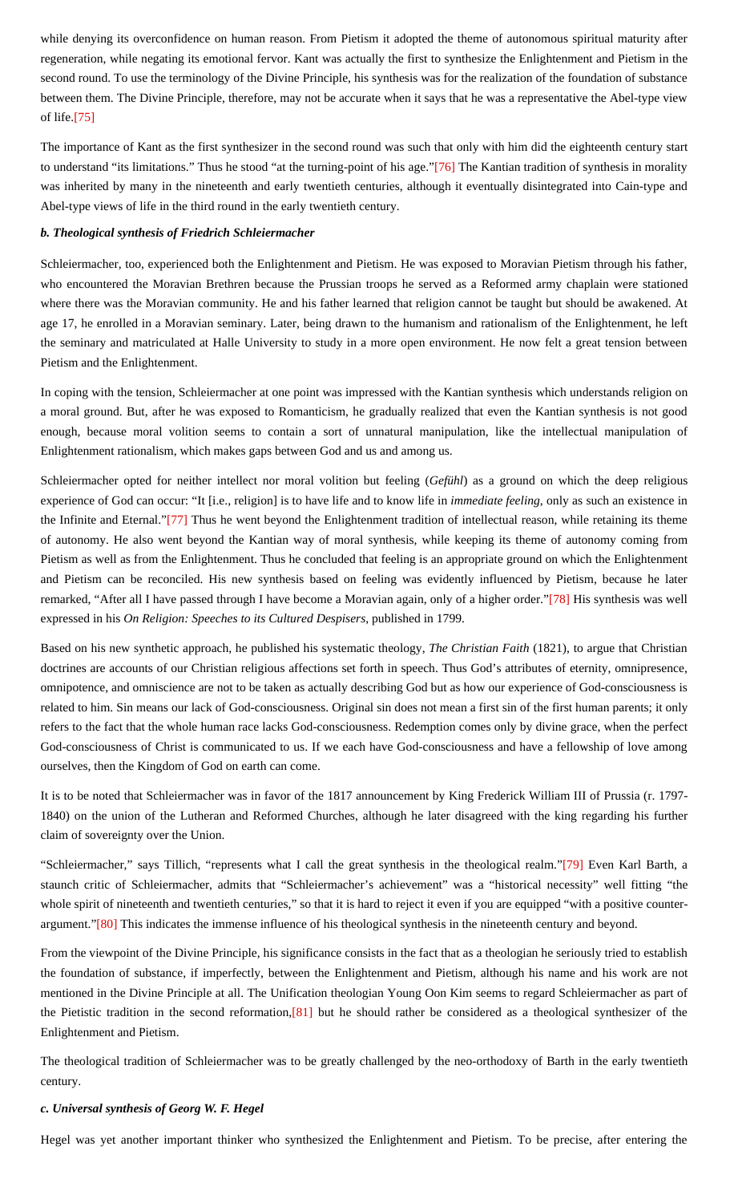while denying its overconfidence on human reason. From Pietism it adopted the theme of autonomous spiritual maturity after regeneration, while negating its emotional fervor. Kant was actually the first to synthesize the Enlightenment and Pietism in the second round. To use the terminology of the Divine Principle, his synthesis was for the realization of the foundation of substance between them. The Divine Principle, therefore, may not be accurate when it says that he was a representative the Abel-type view of life.[75]

The importance of Kant as the first synthesizer in the second round was such that only with him did the eighteenth century start to understand "its limitations." Thus he stood "at the turning-point of his age."[76] The Kantian tradition of synthesis in morality was inherited by many in the nineteenth and early twentieth centuries, although it eventually disintegrated into Cain-type and Abel-type views of life in the third round in the early twentieth century.

#### *b. Theological synthesis of Friedrich Schleiermacher*

Schleiermacher, too, experienced both the Enlightenment and Pietism. He was exposed to Moravian Pietism through his father, who encountered the Moravian Brethren because the Prussian troops he served as a Reformed army chaplain were stationed where there was the Moravian community. He and his father learned that religion cannot be taught but should be awakened. At age 17, he enrolled in a Moravian seminary. Later, being drawn to the humanism and rationalism of the Enlightenment, he left the seminary and matriculated at Halle University to study in a more open environment. He now felt a great tension between Pietism and the Enlightenment.

In coping with the tension, Schleiermacher at one point was impressed with the Kantian synthesis which understands religion on a moral ground. But, after he was exposed to Romanticism, he gradually realized that even the Kantian synthesis is not good enough, because moral volition seems to contain a sort of unnatural manipulation, like the intellectual manipulation of Enlightenment rationalism, which makes gaps between God and us and among us.

Schleiermacher opted for neither intellect nor moral volition but feeling (*Gefühl*) as a ground on which the deep religious experience of God can occur: "It [i.e., religion] is to have life and to know life in *immediate feeling*, only as such an existence in the Infinite and Eternal."[77] Thus he went beyond the Enlightenment tradition of intellectual reason, while retaining its theme of autonomy. He also went beyond the Kantian way of moral synthesis, while keeping its theme of autonomy coming from Pietism as well as from the Enlightenment. Thus he concluded that feeling is an appropriate ground on which the Enlightenment and Pietism can be reconciled. His new synthesis based on feeling was evidently influenced by Pietism, because he later remarked, "After all I have passed through I have become a Moravian again, only of a higher order."[78] His synthesis was well expressed in his *On Religion: Speeches to its Cultured Despisers*, published in 1799.

Based on his new synthetic approach, he published his systematic theology, *The Christian Faith* (1821), to argue that Christian doctrines are accounts of our Christian religious affections set forth in speech. Thus God's attributes of eternity, omnipresence, omnipotence, and omniscience are not to be taken as actually describing God but as how our experience of God-consciousness is related to him. Sin means our lack of God-consciousness. Original sin does not mean a first sin of the first human parents; it only refers to the fact that the whole human race lacks God-consciousness. Redemption comes only by divine grace, when the perfect God-consciousness of Christ is communicated to us. If we each have God-consciousness and have a fellowship of love among ourselves, then the Kingdom of God on earth can come.

It is to be noted that Schleiermacher was in favor of the 1817 announcement by King Frederick William III of Prussia (r. 1797-1840) on the union of the Lutheran and Reformed Churches, although he later disagreed with the king regarding his further claim of sovereignty over the Union.

"Schleiermacher," says Tillich, "represents what I call the great synthesis in the theological realm."[79] Even Karl Barth, a staunch critic of Schleiermacher, admits that "Schleiermacher's achievement" was a "historical necessity" well fitting "the whole spirit of nineteenth and twentieth centuries," so that it is hard to reject it even if you are equipped "with a positive counter-argument."[80] This indicates the immense influence of his theological synthesis in the nineteenth century and beyond.

From the viewpoint of the Divine Principle, his significance consists in the fact that as a theologian he seriously tried to establish the foundation of substance, if imperfectly, between the Enlightenment and Pietism, although his name and his work are not mentioned in the Divine Principle at all. The Unification theologian Young Oon Kim seems to regard Schleiermacher as part of the Pietistic tradition in the second reformation,[81] but he should rather be considered as a theological synthesizer of the Enlightenment and Pietism.

The theological tradition of Schleiermacher was to be greatly challenged by the neo-orthodoxy of Barth in the early twentieth century.

#### *c. Universal synthesis of Georg W. F. Hegel*

Hegel was yet another important thinker who synthesized the Enlightenment and Pietism. To be precise, after entering the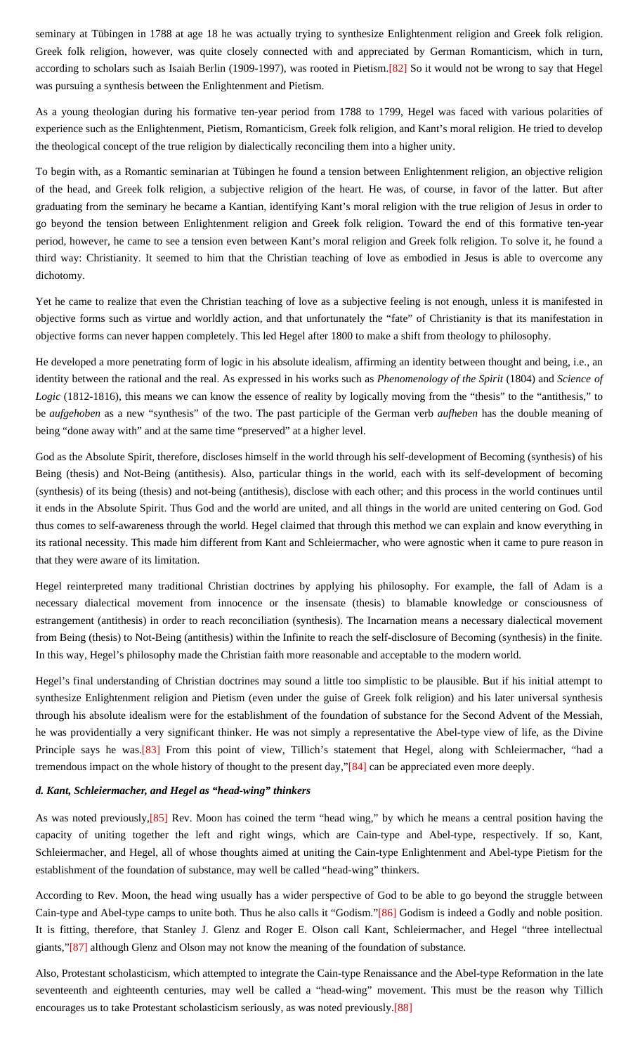seminary at Tübingen in 1788 at age 18 he was actually trying to synthesize Enlightenment religion and Greek folk religion. Greek folk religion, however, was quite closely connected with and appreciated by German Romanticism, which in turn, according to scholars such as Isaiah Berlin (1909-1997), was rooted in Pietism.[82] So it would not be wrong to say that Hegel was pursuing a synthesis between the Enlightenment and Pietism.

As a young theologian during his formative ten-year period from 1788 to 1799, Hegel was faced with various polarities of experience such as the Enlightenment, Pietism, Romanticism, Greek folk religion, and Kant's moral religion. He tried to develop the theological concept of the true religion by dialectically reconciling them into a higher unity.

To begin with, as a Romantic seminarian at Tübingen he found a tension between Enlightenment religion, an objective religion of the head, and Greek folk religion, a subjective religion of the heart. He was, of course, in favor of the latter. But after graduating from the seminary he became a Kantian, identifying Kant's moral religion with the true religion of Jesus in order to go beyond the tension between Enlightenment religion and Greek folk religion. Toward the end of this formative ten-year period, however, he came to see a tension even between Kant's moral religion and Greek folk religion. To solve it, he found a third way: Christianity. It seemed to him that the Christian teaching of love as embodied in Jesus is able to overcome any dichotomy.

Yet he came to realize that even the Christian teaching of love as a subjective feeling is not enough, unless it is manifested in objective forms such as virtue and worldly action, and that unfortunately the "fate" of Christianity is that its manifestation in objective forms can never happen completely. This led Hegel after 1800 to make a shift from theology to philosophy.

He developed a more penetrating form of logic in his absolute idealism, affirming an identity between thought and being, i.e., an identity between the rational and the real. As expressed in his works such as *Phenomenology of the Spirit* (1804) and *Science of Logic* (1812-1816), this means we can know the essence of reality by logically moving from the "thesis" to the "antithesis," to be *aufgehoben* as a new "synthesis" of the two. The past participle of the German verb *aufheben* has the double meaning of being "done away with" and at the same time "preserved" at a higher level.

God as the Absolute Spirit, therefore, discloses himself in the world through his self-development of Becoming (synthesis) of his Being (thesis) and Not-Being (antithesis). Also, particular things in the world, each with its self-development of becoming (synthesis) of its being (thesis) and not-being (antithesis), disclose with each other; and this process in the world continues until it ends in the Absolute Spirit. Thus God and the world are united, and all things in the world are united centering on God. God thus comes to self-awareness through the world. Hegel claimed that through this method we can explain and know everything in its rational necessity. This made him different from Kant and Schleiermacher, who were agnostic when it came to pure reason in that they were aware of its limitation.

Hegel reinterpreted many traditional Christian doctrines by applying his philosophy. For example, the fall of Adam is a necessary dialectical movement from innocence or the insensate (thesis) to blamable knowledge or consciousness of estrangement (antithesis) in order to reach reconciliation (synthesis). The Incarnation means a necessary dialectical movement from Being (thesis) to Not-Being (antithesis) within the Infinite to reach the self-disclosure of Becoming (synthesis) in the finite. In this way, Hegel's philosophy made the Christian faith more reasonable and acceptable to the modern world.

Hegel's final understanding of Christian doctrines may sound a little too simplistic to be plausible. But if his initial attempt to synthesize Enlightenment religion and Pietism (even under the guise of Greek folk religion) and his later universal synthesis through his absolute idealism were for the establishment of the foundation of substance for the Second Advent of the Messiah, he was providentially a very significant thinker. He was not simply a representative the Abel-type view of life, as the Divine Principle says he was.[83] From this point of view, Tillich's statement that Hegel, along with Schleiermacher, "had a tremendous impact on the whole history of thought to the present day,"[84] can be appreciated even more deeply.

#### *d. Kant, Schleiermacher, and Hegel as "head-wing" thinkers*

As was noted previously,[85] Rev. Moon has coined the term "head wing," by which he means a central position having the capacity of uniting together the left and right wings, which are Cain-type and Abel-type, respectively. If so, Kant, Schleiermacher, and Hegel, all of whose thoughts aimed at uniting the Cain-type Enlightenment and Abel-type Pietism for the establishment of the foundation of substance, may well be called "head-wing" thinkers.

According to Rev. Moon, the head wing usually has a wider perspective of God to be able to go beyond the struggle between Cain-type and Abel-type camps to unite both. Thus he also calls it "Godism."[86] Godism is indeed a Godly and noble position. It is fitting, therefore, that Stanley J. Glenz and Roger E. Olson call Kant, Schleiermacher, and Hegel "three intellectual giants,"[87] although Glenz and Olson may not know the meaning of the foundation of substance.

Also, Protestant scholasticism, which attempted to integrate the Cain-type Renaissance and the Abel-type Reformation in the late seventeenth and eighteenth centuries, may well be called a "head-wing" movement. This must be the reason why Tillich encourages us to take Protestant scholasticism seriously, as was noted previously.[88]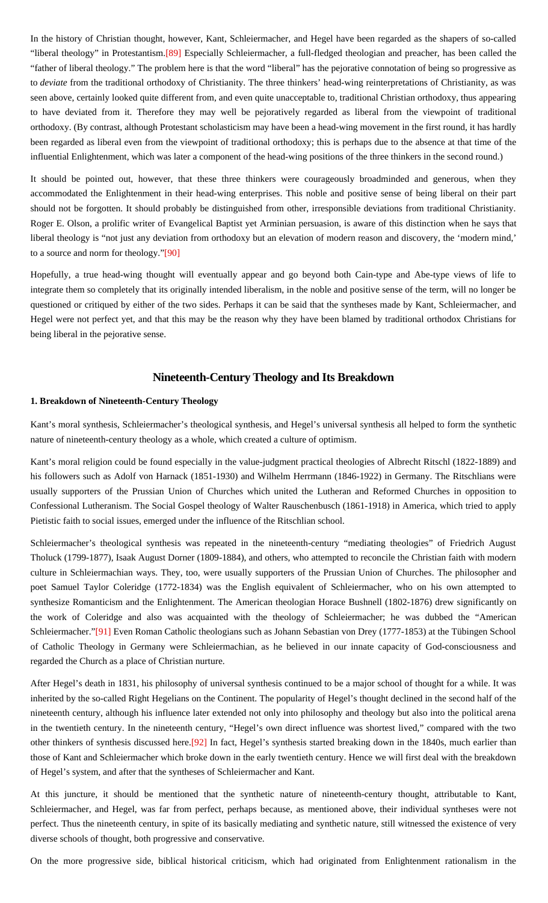In the history of Christian thought, however, Kant, Schleiermacher, and Hegel have been regarded as the shapers of so-called "liberal theology" in Protestantism.[89] Especially Schleiermacher, a full-fledged theologian and preacher, has been called the "father of liberal theology." The problem here is that the word "liberal" has the pejorative connotation of being so progressive as to *deviate* from the traditional orthodoxy of Christianity. The three thinkers' head-wing reinterpretations of Christianity, as was seen above, certainly looked quite different from, and even quite unacceptable to, traditional Christian orthodoxy, thus appearing to have deviated from it. Therefore they may well be pejoratively regarded as liberal from the viewpoint of traditional orthodoxy. (By contrast, although Protestant scholasticism may have been a head-wing movement in the first round, it has hardly been regarded as liberal even from the viewpoint of traditional orthodoxy; this is perhaps due to the absence at that time of the influential Enlightenment, which was later a component of the head-wing positions of the three thinkers in the second round.)

It should be pointed out, however, that these three thinkers were courageously broadminded and generous, when they accommodated the Enlightenment in their head-wing enterprises. This noble and positive sense of being liberal on their part should not be forgotten. It should probably be distinguished from other, irresponsible deviations from traditional Christianity. Roger E. Olson, a prolific writer of Evangelical Baptist yet Arminian persuasion, is aware of this distinction when he says that liberal theology is "not just any deviation from orthodoxy but an elevation of modern reason and discovery, the 'modern mind,' to a source and norm for theology."[90]

Hopefully, a true head-wing thought will eventually appear and go beyond both Cain-type and Abe-type views of life to integrate them so completely that its originally intended liberalism, in the noble and positive sense of the term, will no longer be questioned or critiqued by either of the two sides. Perhaps it can be said that the syntheses made by Kant, Schleiermacher, and Hegel were not perfect yet, and that this may be the reason why they have been blamed by traditional orthodox Christians for being liberal in the pejorative sense.

## Nineteenth-Century Theology and Its Breakdown

### 1. Breakdown of Nineteenth-Century Theology

Kant's moral synthesis, Schleiermacher's theological synthesis, and Hegel's universal synthesis all helped to form the synthetic nature of nineteenth-century theology as a whole, which created a culture of optimism.

Kant's moral religion could be found especially in the value-judgment practical theologies of Albrecht Ritschl (1822-1889) and his followers such as Adolf von Harnack (1851-1930) and Wilhelm Herrmann (1846-1922) in Germany. The Ritschlians were usually supporters of the Prussian Union of Churches which united the Lutheran and Reformed Churches in opposition to Confessional Lutheranism. The Social Gospel theology of Walter Rauschenbusch (1861-1918) in America, which tried to apply Pietistic faith to social issues, emerged under the influence of the Ritschlian school.

Schleiermacher's theological synthesis was repeated in the nineteenth-century "mediating theologies" of Friedrich August Tholuck (1799-1877), Isaak August Dorner (1809-1884), and others, who attempted to reconcile the Christian faith with modern culture in Schleiermachian ways. They, too, were usually supporters of the Prussian Union of Churches. The philosopher and poet Samuel Taylor Coleridge (1772-1834) was the English equivalent of Schleiermacher, who on his own attempted to synthesize Romanticism and the Enlightenment. The American theologian Horace Bushnell (1802-1876) drew significantly on the work of Coleridge and also was acquainted with the theology of Schleiermacher; he was dubbed the "American Schleiermacher."[91] Even Roman Catholic theologians such as Johann Sebastian von Drey (1777-1853) at the Tübingen School of Catholic Theology in Germany were Schleiermachian, as he believed in our innate capacity of God-consciousness and regarded the Church as a place of Christian nurture.

After Hegel's death in 1831, his philosophy of universal synthesis continued to be a major school of thought for a while. It was inherited by the so-called Right Hegelians on the Continent. The popularity of Hegel's thought declined in the second half of the nineteenth century, although his influence later extended not only into philosophy and theology but also into the political arena in the twentieth century. In the nineteenth century, "Hegel's own direct influence was shortest lived," compared with the two other thinkers of synthesis discussed here.[92] In fact, Hegel's synthesis started breaking down in the 1840s, much earlier than those of Kant and Schleiermacher which broke down in the early twentieth century. Hence we will first deal with the breakdown of Hegel's system, and after that the syntheses of Schleiermacher and Kant.

At this juncture, it should be mentioned that the synthetic nature of nineteenth-century thought, attributable to Kant, Schleiermacher, and Hegel, was far from perfect, perhaps because, as mentioned above, their individual syntheses were not perfect. Thus the nineteenth century, in spite of its basically mediating and synthetic nature, still witnessed the existence of very diverse schools of thought, both progressive and conservative.

On the more progressive side, biblical historical criticism, which had originated from Enlightenment rationalism in the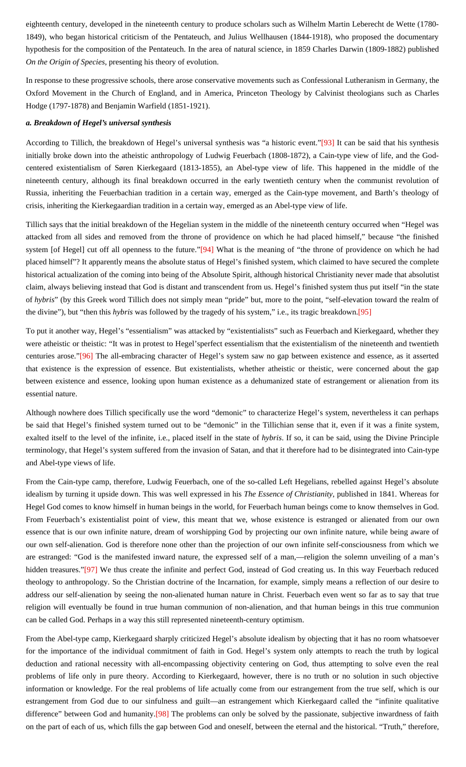eighteenth century, developed in the nineteenth century to produce scholars such as Wilhelm Martin Leberecht de Wette (1780-1849), who began historical criticism of the Pentateuch, and Julius Wellhausen (1844-1918), who proposed the documentary hypothesis for the composition of the Pentateuch. In the area of natural science, in 1859 Charles Darwin (1809-1882) published *On the Origin of Species*, presenting his theory of evolution.

In response to these progressive schools, there arose conservative movements such as Confessional Lutheranism in Germany, the Oxford Movement in the Church of England, and in America, Princeton Theology by Calvinist theologians such as Charles Hodge (1797-1878) and Benjamin Warfield (1851-1921).

***a. Breakdown of Hegel's universal synthesis***

According to Tillich, the breakdown of Hegel's universal synthesis was "a historic event."[93] It can be said that his synthesis initially broke down into the atheistic anthropology of Ludwig Feuerbach (1808-1872), a Cain-type view of life, and the God-centered existentialism of Søren Kierkegaard (1813-1855), an Abel-type view of life. This happened in the middle of the nineteenth century, although its final breakdown occurred in the early twentieth century when the communist revolution of Russia, inheriting the Feuerbachian tradition in a certain way, emerged as the Cain-type movement, and Barth's theology of crisis, inheriting the Kierkegaardian tradition in a certain way, emerged as an Abel-type view of life.

Tillich says that the initial breakdown of the Hegelian system in the middle of the nineteenth century occurred when "Hegel was attacked from all sides and removed from the throne of providence on which he had placed himself," because "the finished system [of Hegel] cut off all openness to the future."[94] What is the meaning of "the throne of providence on which he had placed himself"? It apparently means the absolute status of Hegel's finished system, which claimed to have secured the complete historical actualization of the coming into being of the Absolute Spirit, although historical Christianity never made that absolutist claim, always believing instead that God is distant and transcendent from us. Hegel's finished system thus put itself "in the state of *hybris*" (by this Greek word Tillich does not simply mean "pride" but, more to the point, "self-elevation toward the realm of the divine"), but "then this *hybris* was followed by the tragedy of his system," i.e., its tragic breakdown.[95]

To put it another way, Hegel's "essentialism" was attacked by "existentialists" such as Feuerbach and Kierkegaard, whether they were atheistic or theistic: "It was in protest to Hegel'sperfect essentialism that the existentialism of the nineteenth and twentieth centuries arose."[96] The all-embracing character of Hegel's system saw no gap between existence and essence, as it asserted that existence is the expression of essence. But existentialists, whether atheistic or theistic, were concerned about the gap between existence and essence, looking upon human existence as a dehumanized state of estrangement or alienation from its essential nature.

Although nowhere does Tillich specifically use the word "demonic" to characterize Hegel's system, nevertheless it can perhaps be said that Hegel's finished system turned out to be "demonic" in the Tillichian sense that it, even if it was a finite system, exalted itself to the level of the infinite, i.e., placed itself in the state of *hybris*. If so, it can be said, using the Divine Principle terminology, that Hegel's system suffered from the invasion of Satan, and that it therefore had to be disintegrated into Cain-type and Abel-type views of life.

From the Cain-type camp, therefore, Ludwig Feuerbach, one of the so-called Left Hegelians, rebelled against Hegel's absolute idealism by turning it upside down. This was well expressed in his *The Essence of Christianity*, published in 1841. Whereas for Hegel God comes to know himself in human beings in the world, for Feuerbach human beings come to know themselves in God. From Feuerbach's existentialist point of view, this meant that we, whose existence is estranged or alienated from our own essence that is our own infinite nature, dream of worshipping God by projecting our own infinite nature, while being aware of our own self-alienation. God is therefore none other than the projection of our own infinite self-consciousness from which we are estranged: "God is the manifested inward nature, the expressed self of a man,—religion the solemn unveiling of a man's hidden treasures."[97] We thus create the infinite and perfect God, instead of God creating us. In this way Feuerbach reduced theology to anthropology. So the Christian doctrine of the Incarnation, for example, simply means a reflection of our desire to address our self-alienation by seeing the non-alienated human nature in Christ. Feuerbach even went so far as to say that true religion will eventually be found in true human communion of non-alienation, and that human beings in this true communion can be called God. Perhaps in a way this still represented nineteenth-century optimism.

From the Abel-type camp, Kierkegaard sharply criticized Hegel's absolute idealism by objecting that it has no room whatsoever for the importance of the individual commitment of faith in God. Hegel's system only attempts to reach the truth by logical deduction and rational necessity with all-encompassing objectivity centering on God, thus attempting to solve even the real problems of life only in pure theory. According to Kierkegaard, however, there is no truth or no solution in such objective information or knowledge. For the real problems of life actually come from our estrangement from the true self, which is our estrangement from God due to our sinfulness and guilt—an estrangement which Kierkegaard called the "infinite qualitative difference" between God and humanity.[98] The problems can only be solved by the passionate, subjective inwardness of faith on the part of each of us, which fills the gap between God and oneself, between the eternal and the historical. "Truth," therefore,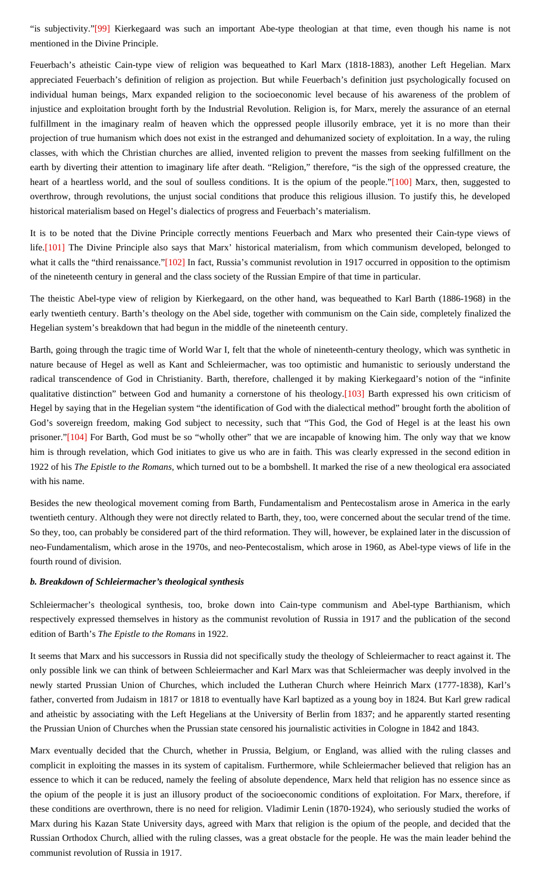"is subjectivity."[99] Kierkegaard was such an important Abe-type theologian at that time, even though his name is not mentioned in the Divine Principle.

Feuerbach's atheistic Cain-type view of religion was bequeathed to Karl Marx (1818-1883), another Left Hegelian. Marx appreciated Feuerbach's definition of religion as projection. But while Feuerbach's definition just psychologically focused on individual human beings, Marx expanded religion to the socioeconomic level because of his awareness of the problem of injustice and exploitation brought forth by the Industrial Revolution. Religion is, for Marx, merely the assurance of an eternal fulfillment in the imaginary realm of heaven which the oppressed people illusorily embrace, yet it is no more than their projection of true humanism which does not exist in the estranged and dehumanized society of exploitation. In a way, the ruling classes, with which the Christian churches are allied, invented religion to prevent the masses from seeking fulfillment on the earth by diverting their attention to imaginary life after death. "Religion," therefore, "is the sigh of the oppressed creature, the heart of a heartless world, and the soul of soulless conditions. It is the opium of the people."[100] Marx, then, suggested to overthrow, through revolutions, the unjust social conditions that produce this religious illusion. To justify this, he developed historical materialism based on Hegel's dialectics of progress and Feuerbach's materialism.

It is to be noted that the Divine Principle correctly mentions Feuerbach and Marx who presented their Cain-type views of life.[101] The Divine Principle also says that Marx' historical materialism, from which communism developed, belonged to what it calls the "third renaissance."[102] In fact, Russia's communist revolution in 1917 occurred in opposition to the optimism of the nineteenth century in general and the class society of the Russian Empire of that time in particular.

The theistic Abel-type view of religion by Kierkegaard, on the other hand, was bequeathed to Karl Barth (1886-1968) in the early twentieth century. Barth's theology on the Abel side, together with communism on the Cain side, completely finalized the Hegelian system's breakdown that had begun in the middle of the nineteenth century.

Barth, going through the tragic time of World War I, felt that the whole of nineteenth-century theology, which was synthetic in nature because of Hegel as well as Kant and Schleiermacher, was too optimistic and humanistic to seriously understand the radical transcendence of God in Christianity. Barth, therefore, challenged it by making Kierkegaard's notion of the "infinite qualitative distinction" between God and humanity a cornerstone of his theology.[103] Barth expressed his own criticism of Hegel by saying that in the Hegelian system "the identification of God with the dialectical method" brought forth the abolition of God's sovereign freedom, making God subject to necessity, such that "This God, the God of Hegel is at the least his own prisoner."[104] For Barth, God must be so "wholly other" that we are incapable of knowing him. The only way that we know him is through revelation, which God initiates to give us who are in faith. This was clearly expressed in the second edition in 1922 of his *The Epistle to the Romans*, which turned out to be a bombshell. It marked the rise of a new theological era associated with his name.

Besides the new theological movement coming from Barth, Fundamentalism and Pentecostalism arose in America in the early twentieth century. Although they were not directly related to Barth, they, too, were concerned about the secular trend of the time. So they, too, can probably be considered part of the third reformation. They will, however, be explained later in the discussion of neo-Fundamentalism, which arose in the 1970s, and neo-Pentecostalism, which arose in 1960, as Abel-type views of life in the fourth round of division.

***b. Breakdown of Schleiermacher's theological synthesis***

Schleiermacher's theological synthesis, too, broke down into Cain-type communism and Abel-type Barthianism, which respectively expressed themselves in history as the communist revolution of Russia in 1917 and the publication of the second edition of Barth's *The Epistle to the Romans* in 1922.

It seems that Marx and his successors in Russia did not specifically study the theology of Schleiermacher to react against it. The only possible link we can think of between Schleiermacher and Karl Marx was that Schleiermacher was deeply involved in the newly started Prussian Union of Churches, which included the Lutheran Church where Heinrich Marx (1777-1838), Karl's father, converted from Judaism in 1817 or 1818 to eventually have Karl baptized as a young boy in 1824. But Karl grew radical and atheistic by associating with the Left Hegelians at the University of Berlin from 1837; and he apparently started resenting the Prussian Union of Churches when the Prussian state censored his journalistic activities in Cologne in 1842 and 1843.

Marx eventually decided that the Church, whether in Prussia, Belgium, or England, was allied with the ruling classes and complicit in exploiting the masses in its system of capitalism. Furthermore, while Schleiermacher believed that religion has an essence to which it can be reduced, namely the feeling of absolute dependence, Marx held that religion has no essence since as the opium of the people it is just an illusory product of the socioeconomic conditions of exploitation. For Marx, therefore, if these conditions are overthrown, there is no need for religion. Vladimir Lenin (1870-1924), who seriously studied the works of Marx during his Kazan State University days, agreed with Marx that religion is the opium of the people, and decided that the Russian Orthodox Church, allied with the ruling classes, was a great obstacle for the people. He was the main leader behind the communist revolution of Russia in 1917.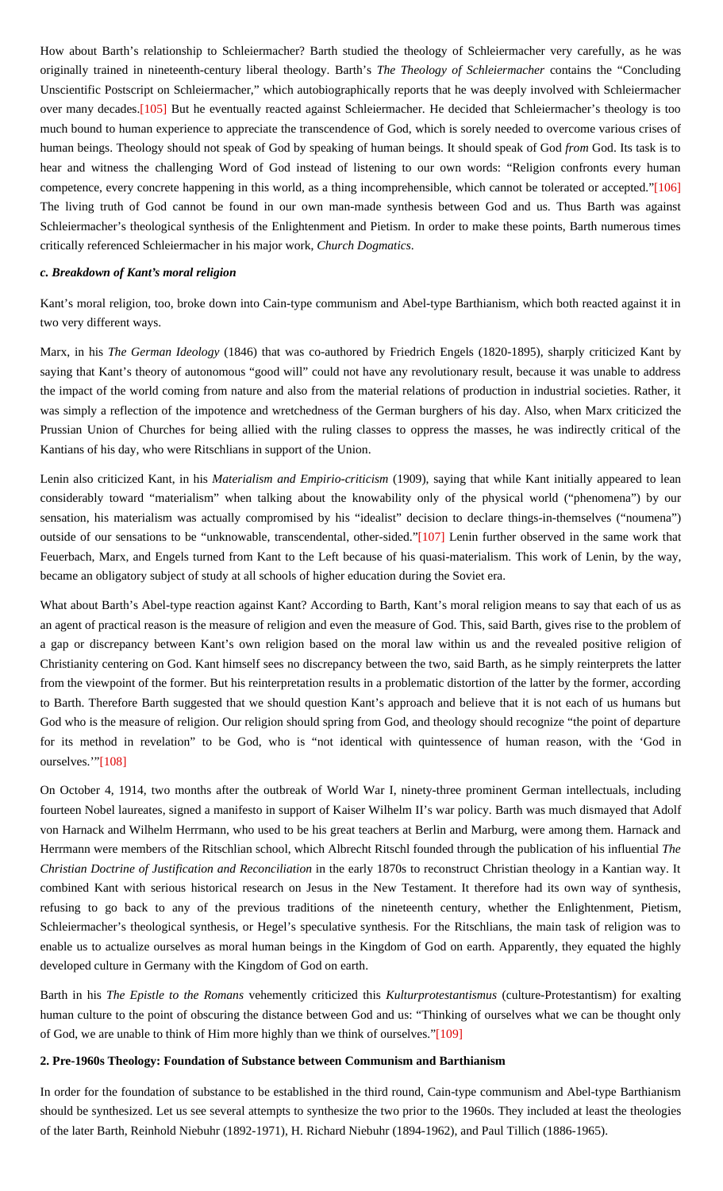How about Barth's relationship to Schleiermacher? Barth studied the theology of Schleiermacher very carefully, as he was originally trained in nineteenth-century liberal theology. Barth's *The Theology of Schleiermacher* contains the "Concluding Unscientific Postscript on Schleiermacher," which autobiographically reports that he was deeply involved with Schleiermacher over many decades.[105] But he eventually reacted against Schleiermacher. He decided that Schleiermacher's theology is too much bound to human experience to appreciate the transcendence of God, which is sorely needed to overcome various crises of human beings. Theology should not speak of God by speaking of human beings. It should speak of God *from* God. Its task is to hear and witness the challenging Word of God instead of listening to our own words: "Religion confronts every human competence, every concrete happening in this world, as a thing incomprehensible, which cannot be tolerated or accepted."[106] The living truth of God cannot be found in our own man-made synthesis between God and us. Thus Barth was against Schleiermacher's theological synthesis of the Enlightenment and Pietism. In order to make these points, Barth numerous times critically referenced Schleiermacher in his major work, *Church Dogmatics*.

### *c. Breakdown of Kant's moral religion*

Kant's moral religion, too, broke down into Cain-type communism and Abel-type Barthianism, which both reacted against it in two very different ways.

Marx, in his *The German Ideology* (1846) that was co-authored by Friedrich Engels (1820-1895), sharply criticized Kant by saying that Kant's theory of autonomous "good will" could not have any revolutionary result, because it was unable to address the impact of the world coming from nature and also from the material relations of production in industrial societies. Rather, it was simply a reflection of the impotence and wretchedness of the German burghers of his day. Also, when Marx criticized the Prussian Union of Churches for being allied with the ruling classes to oppress the masses, he was indirectly critical of the Kantians of his day, who were Ritschlians in support of the Union.

Lenin also criticized Kant, in his *Materialism and Empirio-criticism* (1909), saying that while Kant initially appeared to lean considerably toward "materialism" when talking about the knowability only of the physical world ("phenomena") by our sensation, his materialism was actually compromised by his "idealist" decision to declare things-in-themselves ("noumena") outside of our sensations to be "unknowable, transcendental, other-sided."[107] Lenin further observed in the same work that Feuerbach, Marx, and Engels turned from Kant to the Left because of his quasi-materialism. This work of Lenin, by the way, became an obligatory subject of study at all schools of higher education during the Soviet era.

What about Barth's Abel-type reaction against Kant? According to Barth, Kant's moral religion means to say that each of us as an agent of practical reason is the measure of religion and even the measure of God. This, said Barth, gives rise to the problem of a gap or discrepancy between Kant's own religion based on the moral law within us and the revealed positive religion of Christianity centering on God. Kant himself sees no discrepancy between the two, said Barth, as he simply reinterprets the latter from the viewpoint of the former. But his reinterpretation results in a problematic distortion of the latter by the former, according to Barth. Therefore Barth suggested that we should question Kant's approach and believe that it is not each of us humans but God who is the measure of religion. Our religion should spring from God, and theology should recognize "the point of departure for its method in revelation" to be God, who is "not identical with quintessence of human reason, with the 'God in ourselves.'"[108]

On October 4, 1914, two months after the outbreak of World War I, ninety-three prominent German intellectuals, including fourteen Nobel laureates, signed a manifesto in support of Kaiser Wilhelm II's war policy. Barth was much dismayed that Adolf von Harnack and Wilhelm Herrmann, who used to be his great teachers at Berlin and Marburg, were among them. Harnack and Herrmann were members of the Ritschlian school, which Albrecht Ritschl founded through the publication of his influential *The Christian Doctrine of Justification and Reconciliation* in the early 1870s to reconstruct Christian theology in a Kantian way. It combined Kant with serious historical research on Jesus in the New Testament. It therefore had its own way of synthesis, refusing to go back to any of the previous traditions of the nineteenth century, whether the Enlightenment, Pietism, Schleiermacher's theological synthesis, or Hegel's speculative synthesis. For the Ritschlians, the main task of religion was to enable us to actualize ourselves as moral human beings in the Kingdom of God on earth. Apparently, they equated the highly developed culture in Germany with the Kingdom of God on earth.

Barth in his *The Epistle to the Romans* vehemently criticized this *Kulturprotestantismus* (culture-Protestantism) for exalting human culture to the point of obscuring the distance between God and us: "Thinking of ourselves what we can be thought only of God, we are unable to think of Him more highly than we think of ourselves."[109]

## 2. Pre-1960s Theology: Foundation of Substance between Communism and Barthianism

In order for the foundation of substance to be established in the third round, Cain-type communism and Abel-type Barthianism should be synthesized. Let us see several attempts to synthesize the two prior to the 1960s. They included at least the theologies of the later Barth, Reinhold Niebuhr (1892-1971), H. Richard Niebuhr (1894-1962), and Paul Tillich (1886-1965).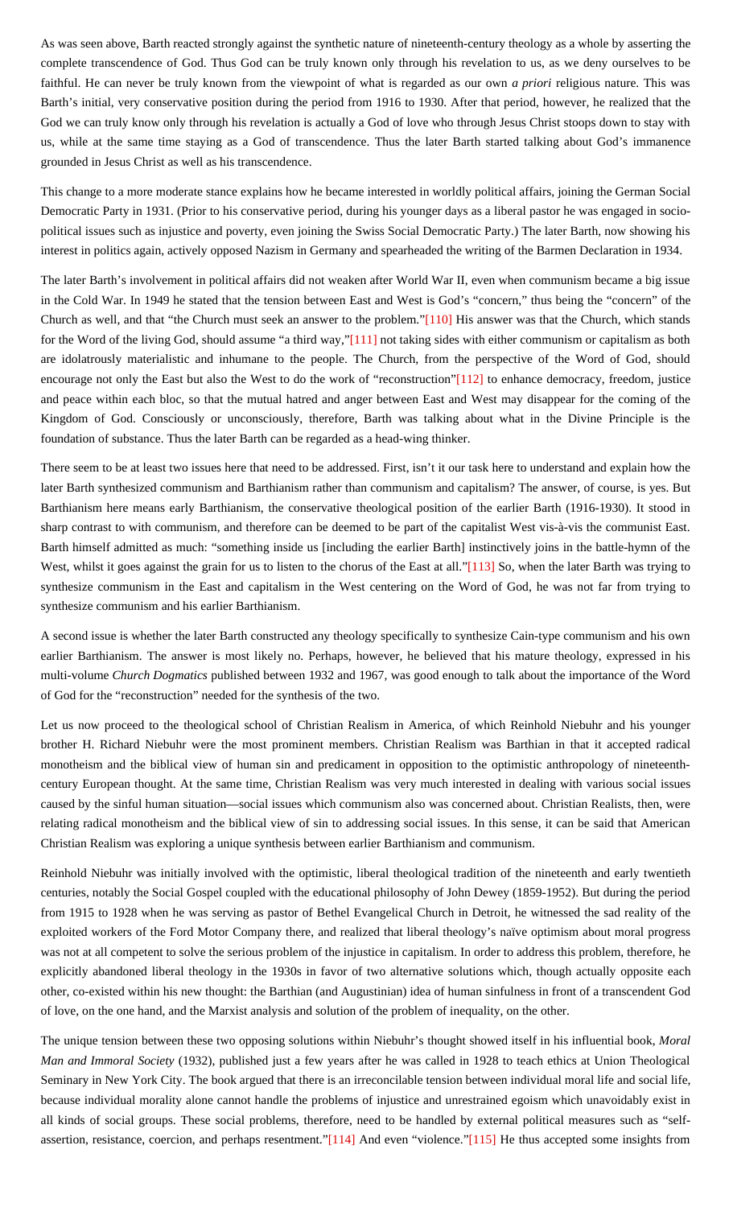As was seen above, Barth reacted strongly against the synthetic nature of nineteenth-century theology as a whole by asserting the complete transcendence of God. Thus God can be truly known only through his revelation to us, as we deny ourselves to be faithful. He can never be truly known from the viewpoint of what is regarded as our own *a priori* religious nature. This was Barth's initial, very conservative position during the period from 1916 to 1930. After that period, however, he realized that the God we can truly know only through his revelation is actually a God of love who through Jesus Christ stoops down to stay with us, while at the same time staying as a God of transcendence. Thus the later Barth started talking about God's immanence grounded in Jesus Christ as well as his transcendence.

This change to a more moderate stance explains how he became interested in worldly political affairs, joining the German Social Democratic Party in 1931. (Prior to his conservative period, during his younger days as a liberal pastor he was engaged in socio-political issues such as injustice and poverty, even joining the Swiss Social Democratic Party.) The later Barth, now showing his interest in politics again, actively opposed Nazism in Germany and spearheaded the writing of the Barmen Declaration in 1934.

The later Barth's involvement in political affairs did not weaken after World War II, even when communism became a big issue in the Cold War. In 1949 he stated that the tension between East and West is God's "concern," thus being the "concern" of the Church as well, and that "the Church must seek an answer to the problem."[110] His answer was that the Church, which stands for the Word of the living God, should assume "a third way,"[111] not taking sides with either communism or capitalism as both are idolatrously materialistic and inhumane to the people. The Church, from the perspective of the Word of God, should encourage not only the East but also the West to do the work of "reconstruction"[112] to enhance democracy, freedom, justice and peace within each bloc, so that the mutual hatred and anger between East and West may disappear for the coming of the Kingdom of God. Consciously or unconsciously, therefore, Barth was talking about what in the Divine Principle is the foundation of substance. Thus the later Barth can be regarded as a head-wing thinker.

There seem to be at least two issues here that need to be addressed. First, isn't it our task here to understand and explain how the later Barth synthesized communism and Barthianism rather than communism and capitalism? The answer, of course, is yes. But Barthianism here means early Barthianism, the conservative theological position of the earlier Barth (1916-1930). It stood in sharp contrast to with communism, and therefore can be deemed to be part of the capitalist West vis-à-vis the communist East. Barth himself admitted as much: "something inside us [including the earlier Barth] instinctively joins in the battle-hymn of the West, whilst it goes against the grain for us to listen to the chorus of the East at all."[113] So, when the later Barth was trying to synthesize communism in the East and capitalism in the West centering on the Word of God, he was not far from trying to synthesize communism and his earlier Barthianism.

A second issue is whether the later Barth constructed any theology specifically to synthesize Cain-type communism and his own earlier Barthianism. The answer is most likely no. Perhaps, however, he believed that his mature theology, expressed in his multi-volume *Church Dogmatics* published between 1932 and 1967, was good enough to talk about the importance of the Word of God for the "reconstruction" needed for the synthesis of the two.

Let us now proceed to the theological school of Christian Realism in America, of which Reinhold Niebuhr and his younger brother H. Richard Niebuhr were the most prominent members. Christian Realism was Barthian in that it accepted radical monotheism and the biblical view of human sin and predicament in opposition to the optimistic anthropology of nineteenth-century European thought. At the same time, Christian Realism was very much interested in dealing with various social issues caused by the sinful human situation—social issues which communism also was concerned about. Christian Realists, then, were relating radical monotheism and the biblical view of sin to addressing social issues. In this sense, it can be said that American Christian Realism was exploring a unique synthesis between earlier Barthianism and communism.

Reinhold Niebuhr was initially involved with the optimistic, liberal theological tradition of the nineteenth and early twentieth centuries, notably the Social Gospel coupled with the educational philosophy of John Dewey (1859-1952). But during the period from 1915 to 1928 when he was serving as pastor of Bethel Evangelical Church in Detroit, he witnessed the sad reality of the exploited workers of the Ford Motor Company there, and realized that liberal theology's naïve optimism about moral progress was not at all competent to solve the serious problem of the injustice in capitalism. In order to address this problem, therefore, he explicitly abandoned liberal theology in the 1930s in favor of two alternative solutions which, though actually opposite each other, co-existed within his new thought: the Barthian (and Augustinian) idea of human sinfulness in front of a transcendent God of love, on the one hand, and the Marxist analysis and solution of the problem of inequality, on the other.

The unique tension between these two opposing solutions within Niebuhr's thought showed itself in his influential book, *Moral Man and Immoral Society* (1932), published just a few years after he was called in 1928 to teach ethics at Union Theological Seminary in New York City. The book argued that there is an irreconcilable tension between individual moral life and social life, because individual morality alone cannot handle the problems of injustice and unrestrained egoism which unavoidably exist in all kinds of social groups. These social problems, therefore, need to be handled by external political measures such as "self-assertion, resistance, coercion, and perhaps resentment."[114] And even "violence."[115] He thus accepted some insights from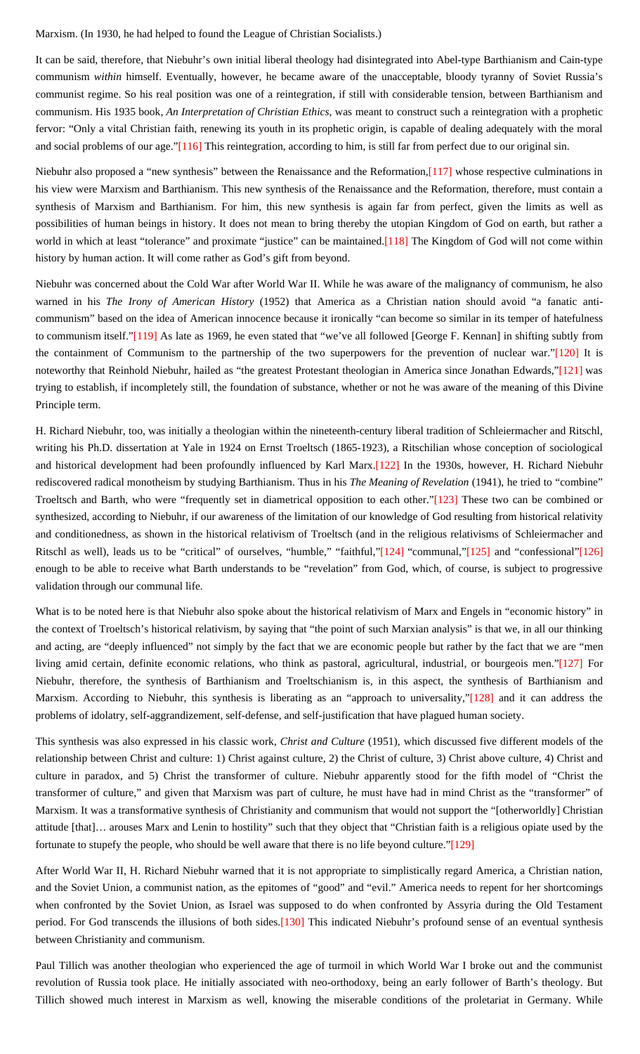Marxism. (In 1930, he had helped to found the League of Christian Socialists.)

It can be said, therefore, that Niebuhr's own initial liberal theology had disintegrated into Abel-type Barthianism and Cain-type communism *within* himself. Eventually, however, he became aware of the unacceptable, bloody tyranny of Soviet Russia's communist regime. So his real position was one of a reintegration, if still with considerable tension, between Barthianism and communism. His 1935 book, *An Interpretation of Christian Ethics*, was meant to construct such a reintegration with a prophetic fervor: "Only a vital Christian faith, renewing its youth in its prophetic origin, is capable of dealing adequately with the moral and social problems of our age."[116] This reintegration, according to him, is still far from perfect due to our original sin.

Niebuhr also proposed a "new synthesis" between the Renaissance and the Reformation,[117] whose respective culminations in his view were Marxism and Barthianism. This new synthesis of the Renaissance and the Reformation, therefore, must contain a synthesis of Marxism and Barthianism. For him, this new synthesis is again far from perfect, given the limits as well as possibilities of human beings in history. It does not mean to bring thereby the utopian Kingdom of God on earth, but rather a world in which at least "tolerance" and proximate "justice" can be maintained.[118] The Kingdom of God will not come within history by human action. It will come rather as God's gift from beyond.

Niebuhr was concerned about the Cold War after World War II. While he was aware of the malignancy of communism, he also warned in his *The Irony of American History* (1952) that America as a Christian nation should avoid "a fanatic anti-communism" based on the idea of American innocence because it ironically "can become so similar in its temper of hatefulness to communism itself."[119] As late as 1969, he even stated that "we've all followed [George F. Kennan] in shifting subtly from the containment of Communism to the partnership of the two superpowers for the prevention of nuclear war."[120] It is noteworthy that Reinhold Niebuhr, hailed as "the greatest Protestant theologian in America since Jonathan Edwards,"[121] was trying to establish, if incompletely still, the foundation of substance, whether or not he was aware of the meaning of this Divine Principle term.

H. Richard Niebuhr, too, was initially a theologian within the nineteenth-century liberal tradition of Schleiermacher and Ritschl, writing his Ph.D. dissertation at Yale in 1924 on Ernst Troeltsch (1865-1923), a Ritschlian whose conception of sociological and historical development had been profoundly influenced by Karl Marx.[122] In the 1930s, however, H. Richard Niebuhr rediscovered radical monotheism by studying Barthianism. Thus in his *The Meaning of Revelation* (1941), he tried to "combine" Troeltsch and Barth, who were "frequently set in diametrical opposition to each other."[123] These two can be combined or synthesized, according to Niebuhr, if our awareness of the limitation of our knowledge of God resulting from historical relativity and conditionedness, as shown in the historical relativism of Troeltsch (and in the religious relativisms of Schleiermacher and Ritschl as well), leads us to be "critical" of ourselves, "humble," "faithful,"[124] "communal,"[125] and "confessional"[126] enough to be able to receive what Barth understands to be "revelation" from God, which, of course, is subject to progressive validation through our communal life.

What is to be noted here is that Niebuhr also spoke about the historical relativism of Marx and Engels in "economic history" in the context of Troeltsch's historical relativism, by saying that "the point of such Marxian analysis" is that we, in all our thinking and acting, are "deeply influenced" not simply by the fact that we are economic people but rather by the fact that we are "men living amid certain, definite economic relations, who think as pastoral, agricultural, industrial, or bourgeois men."[127] For Niebuhr, therefore, the synthesis of Barthianism and Troeltschianism is, in this aspect, the synthesis of Barthianism and Marxism. According to Niebuhr, this synthesis is liberating as an "approach to universality,"[128] and it can address the problems of idolatry, self-aggrandizement, self-defense, and self-justification that have plagued human society.

This synthesis was also expressed in his classic work, *Christ and Culture* (1951), which discussed five different models of the relationship between Christ and culture: 1) Christ against culture, 2) the Christ of culture, 3) Christ above culture, 4) Christ and culture in paradox, and 5) Christ the transformer of culture. Niebuhr apparently stood for the fifth model of "Christ the transformer of culture," and given that Marxism was part of culture, he must have had in mind Christ as the "transformer" of Marxism. It was a transformative synthesis of Christianity and communism that would not support the "[otherworldly] Christian attitude [that]… arouses Marx and Lenin to hostility" such that they object that "Christian faith is a religious opiate used by the fortunate to stupefy the people, who should be well aware that there is no life beyond culture."[129]

After World War II, H. Richard Niebuhr warned that it is not appropriate to simplistically regard America, a Christian nation, and the Soviet Union, a communist nation, as the epitomes of "good" and "evil." America needs to repent for her shortcomings when confronted by the Soviet Union, as Israel was supposed to do when confronted by Assyria during the Old Testament period. For God transcends the illusions of both sides.[130] This indicated Niebuhr's profound sense of an eventual synthesis between Christianity and communism.

Paul Tillich was another theologian who experienced the age of turmoil in which World War I broke out and the communist revolution of Russia took place. He initially associated with neo-orthodoxy, being an early follower of Barth's theology. But Tillich showed much interest in Marxism as well, knowing the miserable conditions of the proletariat in Germany. While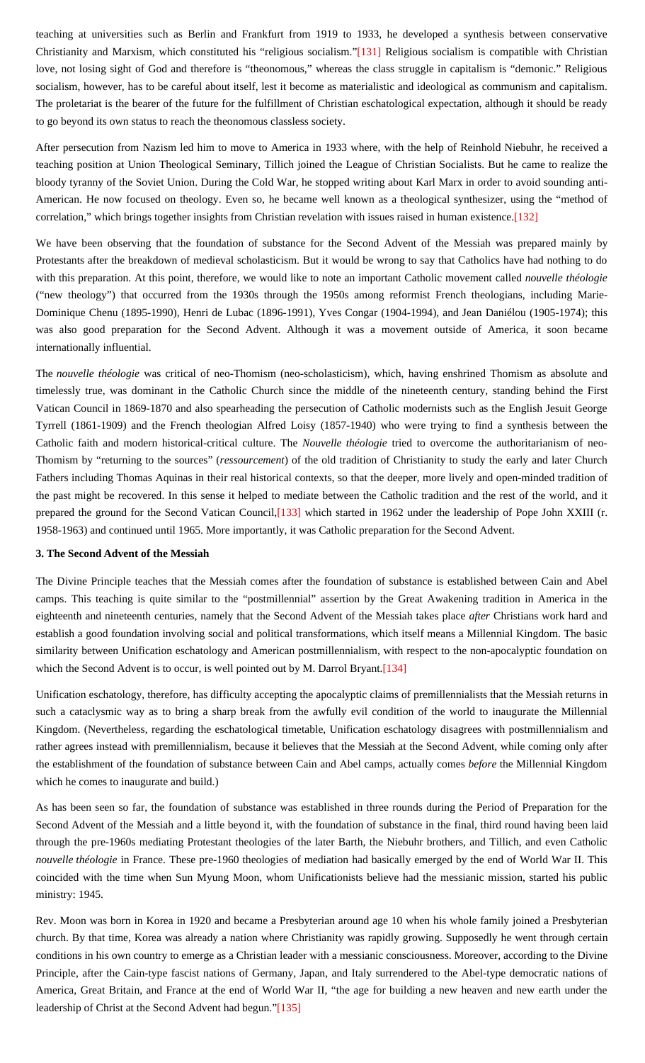teaching at universities such as Berlin and Frankfurt from 1919 to 1933, he developed a synthesis between conservative Christianity and Marxism, which constituted his "religious socialism."[131] Religious socialism is compatible with Christian love, not losing sight of God and therefore is "theonomous," whereas the class struggle in capitalism is "demonic." Religious socialism, however, has to be careful about itself, lest it become as materialistic and ideological as communism and capitalism. The proletariat is the bearer of the future for the fulfillment of Christian eschatological expectation, although it should be ready to go beyond its own status to reach the theonomous classless society.

After persecution from Nazism led him to move to America in 1933 where, with the help of Reinhold Niebuhr, he received a teaching position at Union Theological Seminary, Tillich joined the League of Christian Socialists. But he came to realize the bloody tyranny of the Soviet Union. During the Cold War, he stopped writing about Karl Marx in order to avoid sounding anti-American. He now focused on theology. Even so, he became well known as a theological synthesizer, using the "method of correlation," which brings together insights from Christian revelation with issues raised in human existence.[132]

We have been observing that the foundation of substance for the Second Advent of the Messiah was prepared mainly by Protestants after the breakdown of medieval scholasticism. But it would be wrong to say that Catholics have had nothing to do with this preparation. At this point, therefore, we would like to note an important Catholic movement called *nouvelle théologie* ("new theology") that occurred from the 1930s through the 1950s among reformist French theologians, including Marie-Dominique Chenu (1895-1990), Henri de Lubac (1896-1991), Yves Congar (1904-1994), and Jean Daniélou (1905-1974); this was also good preparation for the Second Advent. Although it was a movement outside of America, it soon became internationally influential.

The *nouvelle théologie* was critical of neo-Thomism (neo-scholasticism), which, having enshrined Thomism as absolute and timelessly true, was dominant in the Catholic Church since the middle of the nineteenth century, standing behind the First Vatican Council in 1869-1870 and also spearheading the persecution of Catholic modernists such as the English Jesuit George Tyrrell (1861-1909) and the French theologian Alfred Loisy (1857-1940) who were trying to find a synthesis between the Catholic faith and modern historical-critical culture. The *Nouvelle théologie* tried to overcome the authoritarianism of neo-Thomism by "returning to the sources" (*ressourcement*) of the old tradition of Christianity to study the early and later Church Fathers including Thomas Aquinas in their real historical contexts, so that the deeper, more lively and open-minded tradition of the past might be recovered. In this sense it helped to mediate between the Catholic tradition and the rest of the world, and it prepared the ground for the Second Vatican Council,[133] which started in 1962 under the leadership of Pope John XXIII (r. 1958-1963) and continued until 1965. More importantly, it was Catholic preparation for the Second Advent.

**3. The Second Advent of the Messiah**

The Divine Principle teaches that the Messiah comes after the foundation of substance is established between Cain and Abel camps. This teaching is quite similar to the "postmillennial" assertion by the Great Awakening tradition in America in the eighteenth and nineteenth centuries, namely that the Second Advent of the Messiah takes place *after* Christians work hard and establish a good foundation involving social and political transformations, which itself means a Millennial Kingdom. The basic similarity between Unification eschatology and American postmillennialism, with respect to the non-apocalyptic foundation on which the Second Advent is to occur, is well pointed out by M. Darrol Bryant.[134]

Unification eschatology, therefore, has difficulty accepting the apocalyptic claims of premillennialists that the Messiah returns in such a cataclysmic way as to bring a sharp break from the awfully evil condition of the world to inaugurate the Millennial Kingdom. (Nevertheless, regarding the eschatological timetable, Unification eschatology disagrees with postmillennialism and rather agrees instead with premillennialism, because it believes that the Messiah at the Second Advent, while coming only after the establishment of the foundation of substance between Cain and Abel camps, actually comes *before* the Millennial Kingdom which he comes to inaugurate and build.)

As has been seen so far, the foundation of substance was established in three rounds during the Period of Preparation for the Second Advent of the Messiah and a little beyond it, with the foundation of substance in the final, third round having been laid through the pre-1960s mediating Protestant theologies of the later Barth, the Niebuhr brothers, and Tillich, and even Catholic *nouvelle théologie* in France. These pre-1960 theologies of mediation had basically emerged by the end of World War II. This coincided with the time when Sun Myung Moon, whom Unificationists believe had the messianic mission, started his public ministry: 1945.

Rev. Moon was born in Korea in 1920 and became a Presbyterian around age 10 when his whole family joined a Presbyterian church. By that time, Korea was already a nation where Christianity was rapidly growing. Supposedly he went through certain conditions in his own country to emerge as a Christian leader with a messianic consciousness. Moreover, according to the Divine Principle, after the Cain-type fascist nations of Germany, Japan, and Italy surrendered to the Abel-type democratic nations of America, Great Britain, and France at the end of World War II, "the age for building a new heaven and new earth under the leadership of Christ at the Second Advent had begun."[135]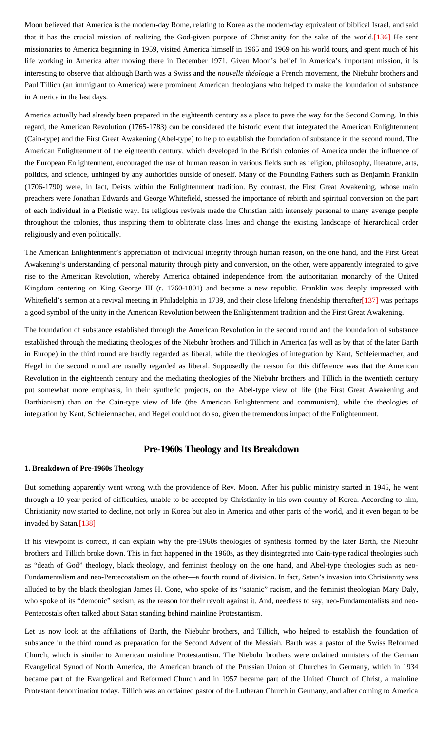Moon believed that America is the modern-day Rome, relating to Korea as the modern-day equivalent of biblical Israel, and said that it has the crucial mission of realizing the God-given purpose of Christianity for the sake of the world.[136] He sent missionaries to America beginning in 1959, visited America himself in 1965 and 1969 on his world tours, and spent much of his life working in America after moving there in December 1971. Given Moon's belief in America's important mission, it is interesting to observe that although Barth was a Swiss and the *nouvelle théologie* a French movement, the Niebuhr brothers and Paul Tillich (an immigrant to America) were prominent American theologians who helped to make the foundation of substance in America in the last days.

America actually had already been prepared in the eighteenth century as a place to pave the way for the Second Coming. In this regard, the American Revolution (1765-1783) can be considered the historic event that integrated the American Enlightenment (Cain-type) and the First Great Awakening (Abel-type) to help to establish the foundation of substance in the second round. The American Enlightenment of the eighteenth century, which developed in the British colonies of America under the influence of the European Enlightenment, encouraged the use of human reason in various fields such as religion, philosophy, literature, arts, politics, and science, unhinged by any authorities outside of oneself. Many of the Founding Fathers such as Benjamin Franklin (1706-1790) were, in fact, Deists within the Enlightenment tradition. By contrast, the First Great Awakening, whose main preachers were Jonathan Edwards and George Whitefield, stressed the importance of rebirth and spiritual conversion on the part of each individual in a Pietistic way. Its religious revivals made the Christian faith intensely personal to many average people throughout the colonies, thus inspiring them to obliterate class lines and change the existing landscape of hierarchical order religiously and even politically.

The American Enlightenment's appreciation of individual integrity through human reason, on the one hand, and the First Great Awakening's understanding of personal maturity through piety and conversion, on the other, were apparently integrated to give rise to the American Revolution, whereby America obtained independence from the authoritarian monarchy of the United Kingdom centering on King George III (r. 1760-1801) and became a new republic. Franklin was deeply impressed with Whitefield's sermon at a revival meeting in Philadelphia in 1739, and their close lifelong friendship thereafter[137] was perhaps a good symbol of the unity in the American Revolution between the Enlightenment tradition and the First Great Awakening.

The foundation of substance established through the American Revolution in the second round and the foundation of substance established through the mediating theologies of the Niebuhr brothers and Tillich in America (as well as by that of the later Barth in Europe) in the third round are hardly regarded as liberal, while the theologies of integration by Kant, Schleiermacher, and Hegel in the second round are usually regarded as liberal. Supposedly the reason for this difference was that the American Revolution in the eighteenth century and the mediating theologies of the Niebuhr brothers and Tillich in the twentieth century put somewhat more emphasis, in their synthetic projects, on the Abel-type view of life (the First Great Awakening and Barthianism) than on the Cain-type view of life (the American Enlightenment and communism), while the theologies of integration by Kant, Schleiermacher, and Hegel could not do so, given the tremendous impact of the Enlightenment.

## Pre-1960s Theology and Its Breakdown

### 1. Breakdown of Pre-1960s Theology

But something apparently went wrong with the providence of Rev. Moon. After his public ministry started in 1945, he went through a 10-year period of difficulties, unable to be accepted by Christianity in his own country of Korea. According to him, Christianity now started to decline, not only in Korea but also in America and other parts of the world, and it even began to be invaded by Satan.[138]

If his viewpoint is correct, it can explain why the pre-1960s theologies of synthesis formed by the later Barth, the Niebuhr brothers and Tillich broke down. This in fact happened in the 1960s, as they disintegrated into Cain-type radical theologies such as "death of God" theology, black theology, and feminist theology on the one hand, and Abel-type theologies such as neo-Fundamentalism and neo-Pentecostalism on the other—a fourth round of division. In fact, Satan's invasion into Christianity was alluded to by the black theologian James H. Cone, who spoke of its "satanic" racism, and the feminist theologian Mary Daly, who spoke of its "demonic" sexism, as the reason for their revolt against it. And, needless to say, neo-Fundamentalists and neo-Pentecostals often talked about Satan standing behind mainline Protestantism.

Let us now look at the affiliations of Barth, the Niebuhr brothers, and Tillich, who helped to establish the foundation of substance in the third round as preparation for the Second Advent of the Messiah. Barth was a pastor of the Swiss Reformed Church, which is similar to American mainline Protestantism. The Niebuhr brothers were ordained ministers of the German Evangelical Synod of North America, the American branch of the Prussian Union of Churches in Germany, which in 1934 became part of the Evangelical and Reformed Church and in 1957 became part of the United Church of Christ, a mainline Protestant denomination today. Tillich was an ordained pastor of the Lutheran Church in Germany, and after coming to America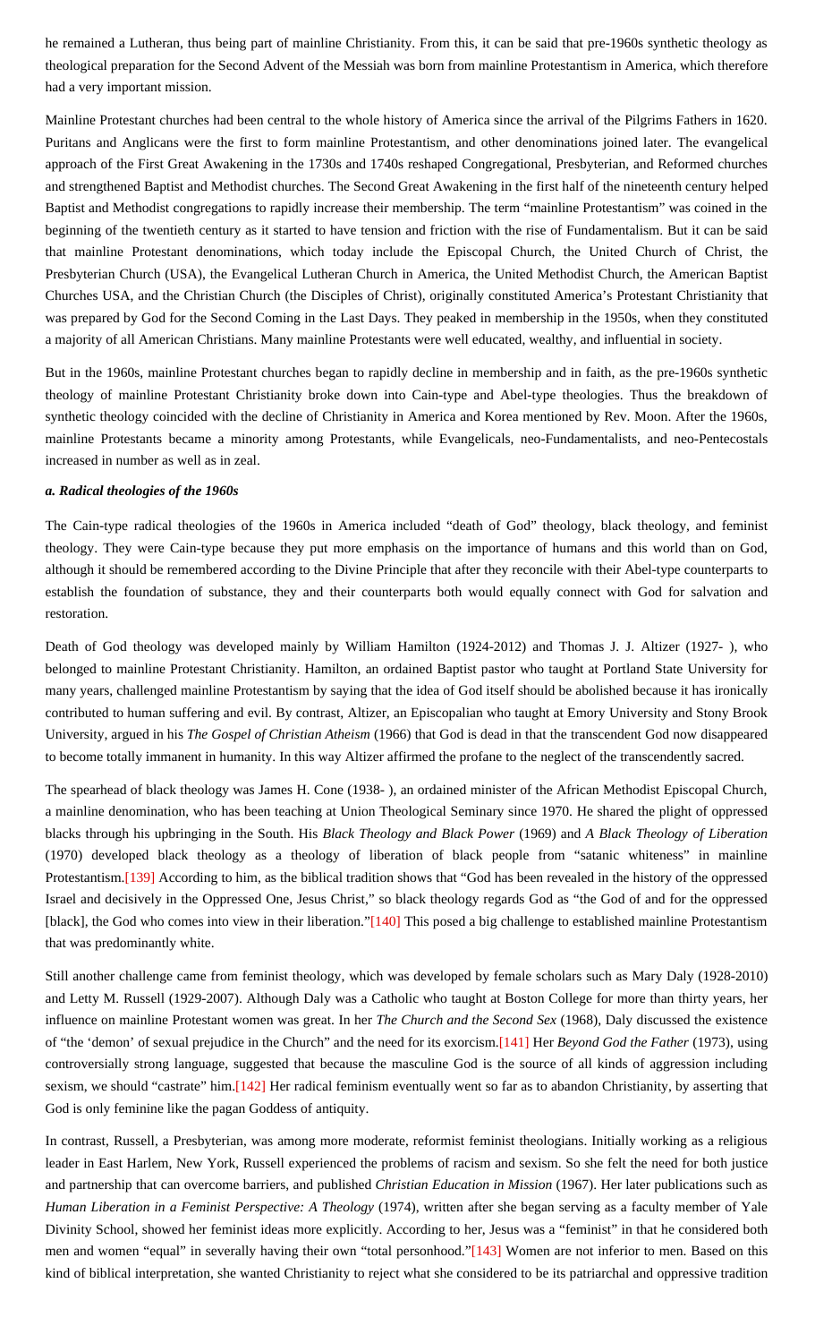he remained a Lutheran, thus being part of mainline Christianity. From this, it can be said that pre-1960s synthetic theology as theological preparation for the Second Advent of the Messiah was born from mainline Protestantism in America, which therefore had a very important mission.

Mainline Protestant churches had been central to the whole history of America since the arrival of the Pilgrims Fathers in 1620. Puritans and Anglicans were the first to form mainline Protestantism, and other denominations joined later. The evangelical approach of the First Great Awakening in the 1730s and 1740s reshaped Congregational, Presbyterian, and Reformed churches and strengthened Baptist and Methodist churches. The Second Great Awakening in the first half of the nineteenth century helped Baptist and Methodist congregations to rapidly increase their membership. The term "mainline Protestantism" was coined in the beginning of the twentieth century as it started to have tension and friction with the rise of Fundamentalism. But it can be said that mainline Protestant denominations, which today include the Episcopal Church, the United Church of Christ, the Presbyterian Church (USA), the Evangelical Lutheran Church in America, the United Methodist Church, the American Baptist Churches USA, and the Christian Church (the Disciples of Christ), originally constituted America's Protestant Christianity that was prepared by God for the Second Coming in the Last Days. They peaked in membership in the 1950s, when they constituted a majority of all American Christians. Many mainline Protestants were well educated, wealthy, and influential in society.

But in the 1960s, mainline Protestant churches began to rapidly decline in membership and in faith, as the pre-1960s synthetic theology of mainline Protestant Christianity broke down into Cain-type and Abel-type theologies. Thus the breakdown of synthetic theology coincided with the decline of Christianity in America and Korea mentioned by Rev. Moon. After the 1960s, mainline Protestants became a minority among Protestants, while Evangelicals, neo-Fundamentalists, and neo-Pentecostals increased in number as well as in zeal.

***a. Radical theologies of the 1960s***

The Cain-type radical theologies of the 1960s in America included "death of God" theology, black theology, and feminist theology. They were Cain-type because they put more emphasis on the importance of humans and this world than on God, although it should be remembered according to the Divine Principle that after they reconcile with their Abel-type counterparts to establish the foundation of substance, they and their counterparts both would equally connect with God for salvation and restoration.

Death of God theology was developed mainly by William Hamilton (1924-2012) and Thomas J. J. Altizer (1927- ), who belonged to mainline Protestant Christianity. Hamilton, an ordained Baptist pastor who taught at Portland State University for many years, challenged mainline Protestantism by saying that the idea of God itself should be abolished because it has ironically contributed to human suffering and evil. By contrast, Altizer, an Episcopalian who taught at Emory University and Stony Brook University, argued in his *The Gospel of Christian Atheism* (1966) that God is dead in that the transcendent God now disappeared to become totally immanent in humanity. In this way Altizer affirmed the profane to the neglect of the transcendently sacred.

The spearhead of black theology was James H. Cone (1938- ), an ordained minister of the African Methodist Episcopal Church, a mainline denomination, who has been teaching at Union Theological Seminary since 1970. He shared the plight of oppressed blacks through his upbringing in the South. His *Black Theology and Black Power* (1969) and *A Black Theology of Liberation* (1970) developed black theology as a theology of liberation of black people from "satanic whiteness" in mainline Protestantism.[139] According to him, as the biblical tradition shows that "God has been revealed in the history of the oppressed Israel and decisively in the Oppressed One, Jesus Christ," so black theology regards God as "the God of and for the oppressed [black], the God who comes into view in their liberation."[140] This posed a big challenge to established mainline Protestantism that was predominantly white.

Still another challenge came from feminist theology, which was developed by female scholars such as Mary Daly (1928-2010) and Letty M. Russell (1929-2007). Although Daly was a Catholic who taught at Boston College for more than thirty years, her influence on mainline Protestant women was great. In her *The Church and the Second Sex* (1968), Daly discussed the existence of "the 'demon' of sexual prejudice in the Church" and the need for its exorcism.[141] Her *Beyond God the Father* (1973), using controversially strong language, suggested that because the masculine God is the source of all kinds of aggression including sexism, we should "castrate" him.[142] Her radical feminism eventually went so far as to abandon Christianity, by asserting that God is only feminine like the pagan Goddess of antiquity.

In contrast, Russell, a Presbyterian, was among more moderate, reformist feminist theologians. Initially working as a religious leader in East Harlem, New York, Russell experienced the problems of racism and sexism. So she felt the need for both justice and partnership that can overcome barriers, and published *Christian Education in Mission* (1967). Her later publications such as *Human Liberation in a Feminist Perspective: A Theology* (1974), written after she began serving as a faculty member of Yale Divinity School, showed her feminist ideas more explicitly. According to her, Jesus was a "feminist" in that he considered both men and women "equal" in severally having their own "total personhood."[143] Women are not inferior to men. Based on this kind of biblical interpretation, she wanted Christianity to reject what she considered to be its patriarchal and oppressive tradition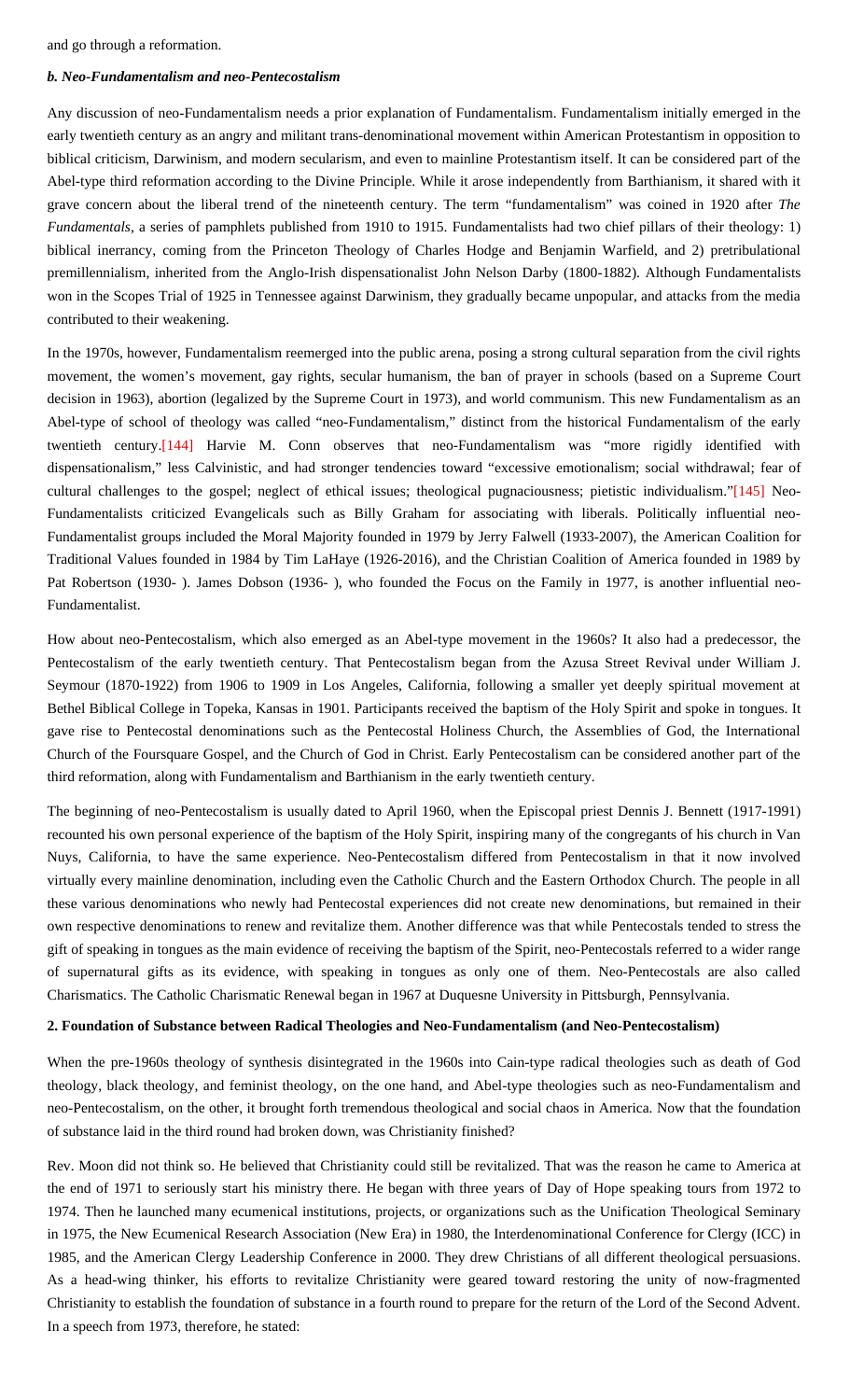and go through a reformation.

### *b. Neo-Fundamentalism and neo-Pentecostalism*

Any discussion of neo-Fundamentalism needs a prior explanation of Fundamentalism. Fundamentalism initially emerged in the early twentieth century as an angry and militant trans-denominational movement within American Protestantism in opposition to biblical criticism, Darwinism, and modern secularism, and even to mainline Protestantism itself. It can be considered part of the Abel-type third reformation according to the Divine Principle. While it arose independently from Barthianism, it shared with it grave concern about the liberal trend of the nineteenth century. The term "fundamentalism" was coined in 1920 after *The Fundamentals*, a series of pamphlets published from 1910 to 1915. Fundamentalists had two chief pillars of their theology: 1) biblical inerrancy, coming from the Princeton Theology of Charles Hodge and Benjamin Warfield, and 2) pretribulational premillennialism, inherited from the Anglo-Irish dispensationalist John Nelson Darby (1800-1882). Although Fundamentalists won in the Scopes Trial of 1925 in Tennessee against Darwinism, they gradually became unpopular, and attacks from the media contributed to their weakening.

In the 1970s, however, Fundamentalism reemerged into the public arena, posing a strong cultural separation from the civil rights movement, the women's movement, gay rights, secular humanism, the ban of prayer in schools (based on a Supreme Court decision in 1963), abortion (legalized by the Supreme Court in 1973), and world communism. This new Fundamentalism as an Abel-type of school of theology was called "neo-Fundamentalism," distinct from the historical Fundamentalism of the early twentieth century.[144] Harvie M. Conn observes that neo-Fundamentalism was "more rigidly identified with dispensationalism," less Calvinistic, and had stronger tendencies toward "excessive emotionalism; social withdrawal; fear of cultural challenges to the gospel; neglect of ethical issues; theological pugnaciousness; pietistic individualism."[145] Neo-Fundamentalists criticized Evangelicals such as Billy Graham for associating with liberals. Politically influential neo-Fundamentalist groups included the Moral Majority founded in 1979 by Jerry Falwell (1933-2007), the American Coalition for Traditional Values founded in 1984 by Tim LaHaye (1926-2016), and the Christian Coalition of America founded in 1989 by Pat Robertson (1930- ). James Dobson (1936- ), who founded the Focus on the Family in 1977, is another influential neo-Fundamentalist.

How about neo-Pentecostalism, which also emerged as an Abel-type movement in the 1960s? It also had a predecessor, the Pentecostalism of the early twentieth century. That Pentecostalism began from the Azusa Street Revival under William J. Seymour (1870-1922) from 1906 to 1909 in Los Angeles, California, following a smaller yet deeply spiritual movement at Bethel Biblical College in Topeka, Kansas in 1901. Participants received the baptism of the Holy Spirit and spoke in tongues. It gave rise to Pentecostal denominations such as the Pentecostal Holiness Church, the Assemblies of God, the International Church of the Foursquare Gospel, and the Church of God in Christ. Early Pentecostalism can be considered another part of the third reformation, along with Fundamentalism and Barthianism in the early twentieth century.

The beginning of neo-Pentecostalism is usually dated to April 1960, when the Episcopal priest Dennis J. Bennett (1917-1991) recounted his own personal experience of the baptism of the Holy Spirit, inspiring many of the congregants of his church in Van Nuys, California, to have the same experience. Neo-Pentecostalism differed from Pentecostalism in that it now involved virtually every mainline denomination, including even the Catholic Church and the Eastern Orthodox Church. The people in all these various denominations who newly had Pentecostal experiences did not create new denominations, but remained in their own respective denominations to renew and revitalize them. Another difference was that while Pentecostals tended to stress the gift of speaking in tongues as the main evidence of receiving the baptism of the Spirit, neo-Pentecostals referred to a wider range of supernatural gifts as its evidence, with speaking in tongues as only one of them. Neo-Pentecostals are also called Charismatics. The Catholic Charismatic Renewal began in 1967 at Duquesne University in Pittsburgh, Pennsylvania.

## 2. Foundation of Substance between Radical Theologies and Neo-Fundamentalism (and Neo-Pentecostalism)

When the pre-1960s theology of synthesis disintegrated in the 1960s into Cain-type radical theologies such as death of God theology, black theology, and feminist theology, on the one hand, and Abel-type theologies such as neo-Fundamentalism and neo-Pentecostalism, on the other, it brought forth tremendous theological and social chaos in America. Now that the foundation of substance laid in the third round had broken down, was Christianity finished?

Rev. Moon did not think so. He believed that Christianity could still be revitalized. That was the reason he came to America at the end of 1971 to seriously start his ministry there. He began with three years of Day of Hope speaking tours from 1972 to 1974. Then he launched many ecumenical institutions, projects, or organizations such as the Unification Theological Seminary in 1975, the New Ecumenical Research Association (New Era) in 1980, the Interdenominational Conference for Clergy (ICC) in 1985, and the American Clergy Leadership Conference in 2000. They drew Christians of all different theological persuasions. As a head-wing thinker, his efforts to revitalize Christianity were geared toward restoring the unity of now-fragmented Christianity to establish the foundation of substance in a fourth round to prepare for the return of the Lord of the Second Advent. In a speech from 1973, therefore, he stated: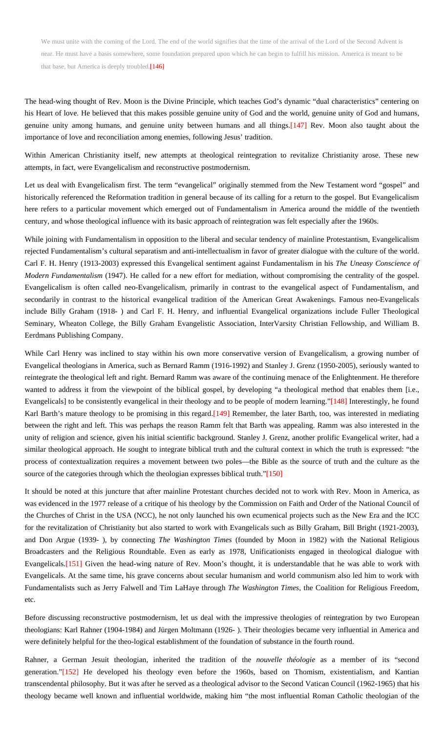> We must unite with the coming of the Lord. The end of the world signifies that the time of the arrival of the Lord of the Second Advent is near. He must have a basis somewhere, some foundation prepared upon which he can begin to fulfill his mission. America is meant to be that base, but America is deeply troubled.[146]

The head-wing thought of Rev. Moon is the Divine Principle, which teaches God's dynamic "dual characteristics" centering on his Heart of love. He believed that this makes possible genuine unity of God and the world, genuine unity of God and humans, genuine unity among humans, and genuine unity between humans and all things.[147] Rev. Moon also taught about the importance of love and reconciliation among enemies, following Jesus' tradition.

Within American Christianity itself, new attempts at theological reintegration to revitalize Christianity arose. These new attempts, in fact, were Evangelicalism and reconstructive postmodernism.

Let us deal with Evangelicalism first. The term "evangelical" originally stemmed from the New Testament word "gospel" and historically referenced the Reformation tradition in general because of its calling for a return to the gospel. But Evangelicalism here refers to a particular movement which emerged out of Fundamentalism in America around the middle of the twentieth century, and whose theological influence with its basic approach of reintegration was felt especially after the 1960s.

While joining with Fundamentalism in opposition to the liberal and secular tendency of mainline Protestantism, Evangelicalism rejected Fundamentalism's cultural separatism and anti-intellectualism in favor of greater dialogue with the culture of the world. Carl F. H. Henry (1913-2003) expressed this Evangelical sentiment against Fundamentalism in his *The Uneasy Conscience of Modern Fundamentalism* (1947). He called for a new effort for mediation, without compromising the centrality of the gospel. Evangelicalism is often called neo-Evangelicalism, primarily in contrast to the evangelical aspect of Fundamentalism, and secondarily in contrast to the historical evangelical tradition of the American Great Awakenings. Famous neo-Evangelicals include Billy Graham (1918- ) and Carl F. H. Henry, and influential Evangelical organizations include Fuller Theological Seminary, Wheaton College, the Billy Graham Evangelistic Association, InterVarsity Christian Fellowship, and William B. Eerdmans Publishing Company.

While Carl Henry was inclined to stay within his own more conservative version of Evangelicalism, a growing number of Evangelical theologians in America, such as Bernard Ramm (1916-1992) and Stanley J. Grenz (1950-2005), seriously wanted to reintegrate the theological left and right. Bernard Ramm was aware of the continuing menace of the Enlightenment. He therefore wanted to address it from the viewpoint of the biblical gospel, by developing "a theological method that enables them [i.e., Evangelicals] to be consistently evangelical in their theology and to be people of modern learning."[148] Interestingly, he found Karl Barth's mature theology to be promising in this regard.[149] Remember, the later Barth, too, was interested in mediating between the right and left. This was perhaps the reason Ramm felt that Barth was appealing. Ramm was also interested in the unity of religion and science, given his initial scientific background. Stanley J. Grenz, another prolific Evangelical writer, had a similar theological approach. He sought to integrate biblical truth and the cultural context in which the truth is expressed: "the process of contextualization requires a movement between two poles—the Bible as the source of truth and the culture as the source of the categories through which the theologian expresses biblical truth."[150]

It should be noted at this juncture that after mainline Protestant churches decided not to work with Rev. Moon in America, as was evidenced in the 1977 release of a critique of his theology by the Commission on Faith and Order of the National Council of the Churches of Christ in the USA (NCC), he not only launched his own ecumenical projects such as the New Era and the ICC for the revitalization of Christianity but also started to work with Evangelicals such as Billy Graham, Bill Bright (1921-2003), and Don Argue (1939- ), by connecting *The Washington Times* (founded by Moon in 1982) with the National Religious Broadcasters and the Religious Roundtable. Even as early as 1978, Unificationists engaged in theological dialogue with Evangelicals.[151] Given the head-wing nature of Rev. Moon's thought, it is understandable that he was able to work with Evangelicals. At the same time, his grave concerns about secular humanism and world communism also led him to work with Fundamentalists such as Jerry Falwell and Tim LaHaye through *The Washington Times*, the Coalition for Religious Freedom, etc.

Before discussing reconstructive postmodernism, let us deal with the impressive theologies of reintegration by two European theologians: Karl Rahner (1904-1984) and Jürgen Moltmann (1926- ). Their theologies became very influential in America and were definitely helpful for the theo-logical establishment of the foundation of substance in the fourth round.

Rahner, a German Jesuit theologian, inherited the tradition of the *nouvelle théologie* as a member of its "second generation."[152] He developed his theology even before the 1960s, based on Thomism, existentialism, and Kantian transcendental philosophy. But it was after he served as a theological advisor to the Second Vatican Council (1962-1965) that his theology became well known and influential worldwide, making him "the most influential Roman Catholic theologian of the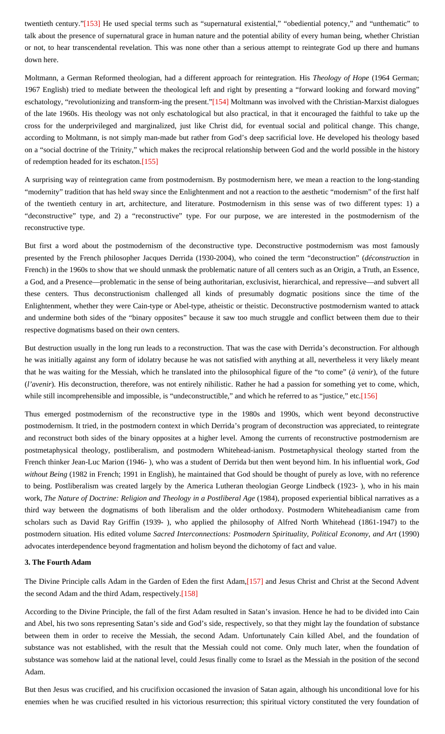twentieth century."[153] He used special terms such as "supernatural existential," "obediential potency," and "unthematic" to talk about the presence of supernatural grace in human nature and the potential ability of every human being, whether Christian or not, to hear transcendental revelation. This was none other than a serious attempt to reintegrate God up there and humans down here.

Moltmann, a German Reformed theologian, had a different approach for reintegration. His *Theology of Hope* (1964 German; 1967 English) tried to mediate between the theological left and right by presenting a "forward looking and forward moving" eschatology, "revolutionizing and transform-ing the present."[154] Moltmann was involved with the Christian-Marxist dialogues of the late 1960s. His theology was not only eschatological but also practical, in that it encouraged the faithful to take up the cross for the underprivileged and marginalized, just like Christ did, for eventual social and political change. This change, according to Moltmann, is not simply man-made but rather from God's deep sacrificial love. He developed his theology based on a "social doctrine of the Trinity," which makes the reciprocal relationship between God and the world possible in the history of redemption headed for its eschaton.[155]

A surprising way of reintegration came from postmodernism. By postmodernism here, we mean a reaction to the long-standing "modernity" tradition that has held sway since the Enlightenment and not a reaction to the aesthetic "modernism" of the first half of the twentieth century in art, architecture, and literature. Postmodernism in this sense was of two different types: 1) a "deconstructive" type, and 2) a "reconstructive" type. For our purpose, we are interested in the postmodernism of the reconstructive type.

But first a word about the postmodernism of the deconstructive type. Deconstructive postmodernism was most famously presented by the French philosopher Jacques Derrida (1930-2004), who coined the term "deconstruction" (*déconstruction* in French) in the 1960s to show that we should unmask the problematic nature of all centers such as an Origin, a Truth, an Essence, a God, and a Presence—problematic in the sense of being authoritarian, exclusivist, hierarchical, and repressive—and subvert all these centers. Thus deconstructionism challenged all kinds of presumably dogmatic positions since the time of the Enlightenment, whether they were Cain-type or Abel-type, atheistic or theistic. Deconstructive postmodernism wanted to attack and undermine both sides of the "binary opposites" because it saw too much struggle and conflict between them due to their respective dogmatisms based on their own centers.

But destruction usually in the long run leads to a reconstruction. That was the case with Derrida's deconstruction. For although he was initially against any form of idolatry because he was not satisfied with anything at all, nevertheless it very likely meant that he was waiting for the Messiah, which he translated into the philosophical figure of the "to come" (*à venir*), of the future (*l'avenir*). His deconstruction, therefore, was not entirely nihilistic. Rather he had a passion for something yet to come, which, while still incomprehensible and impossible, is "undeconstructible," and which he referred to as "justice," etc.[156]

Thus emerged postmodernism of the reconstructive type in the 1980s and 1990s, which went beyond deconstructive postmodernism. It tried, in the postmodern context in which Derrida's program of deconstruction was appreciated, to reintegrate and reconstruct both sides of the binary opposites at a higher level. Among the currents of reconstructive postmodernism are postmetaphysical theology, postliberalism, and postmodern Whitehead-ianism. Postmetaphysical theology started from the French thinker Jean-Luc Marion (1946- ), who was a student of Derrida but then went beyond him. In his influential work, *God without Being* (1982 in French; 1991 in English), he maintained that God should be thought of purely as love, with no reference to being. Postliberalism was created largely by the America Lutheran theologian George Lindbeck (1923- ), who in his main work, *The Nature of Doctrine: Religion and Theology in a Postliberal Age* (1984), proposed experiential biblical narratives as a third way between the dogmatisms of both liberalism and the older orthodoxy. Postmodern Whiteheadianism came from scholars such as David Ray Griffin (1939- ), who applied the philosophy of Alfred North Whitehead (1861-1947) to the postmodern situation. His edited volume *Sacred Interconnections: Postmodern Spirituality, Political Economy, and Art* (1990) advocates interdependence beyond fragmentation and holism beyond the dichotomy of fact and value.

### 3. The Fourth Adam

The Divine Principle calls Adam in the Garden of Eden the first Adam,[157] and Jesus Christ and Christ at the Second Advent the second Adam and the third Adam, respectively.[158]

According to the Divine Principle, the fall of the first Adam resulted in Satan's invasion. Hence he had to be divided into Cain and Abel, his two sons representing Satan's side and God's side, respectively, so that they might lay the foundation of substance between them in order to receive the Messiah, the second Adam. Unfortunately Cain killed Abel, and the foundation of substance was not established, with the result that the Messiah could not come. Only much later, when the foundation of substance was somehow laid at the national level, could Jesus finally come to Israel as the Messiah in the position of the second Adam.

But then Jesus was crucified, and his crucifixion occasioned the invasion of Satan again, although his unconditional love for his enemies when he was crucified resulted in his victorious resurrection; this spiritual victory constituted the very foundation of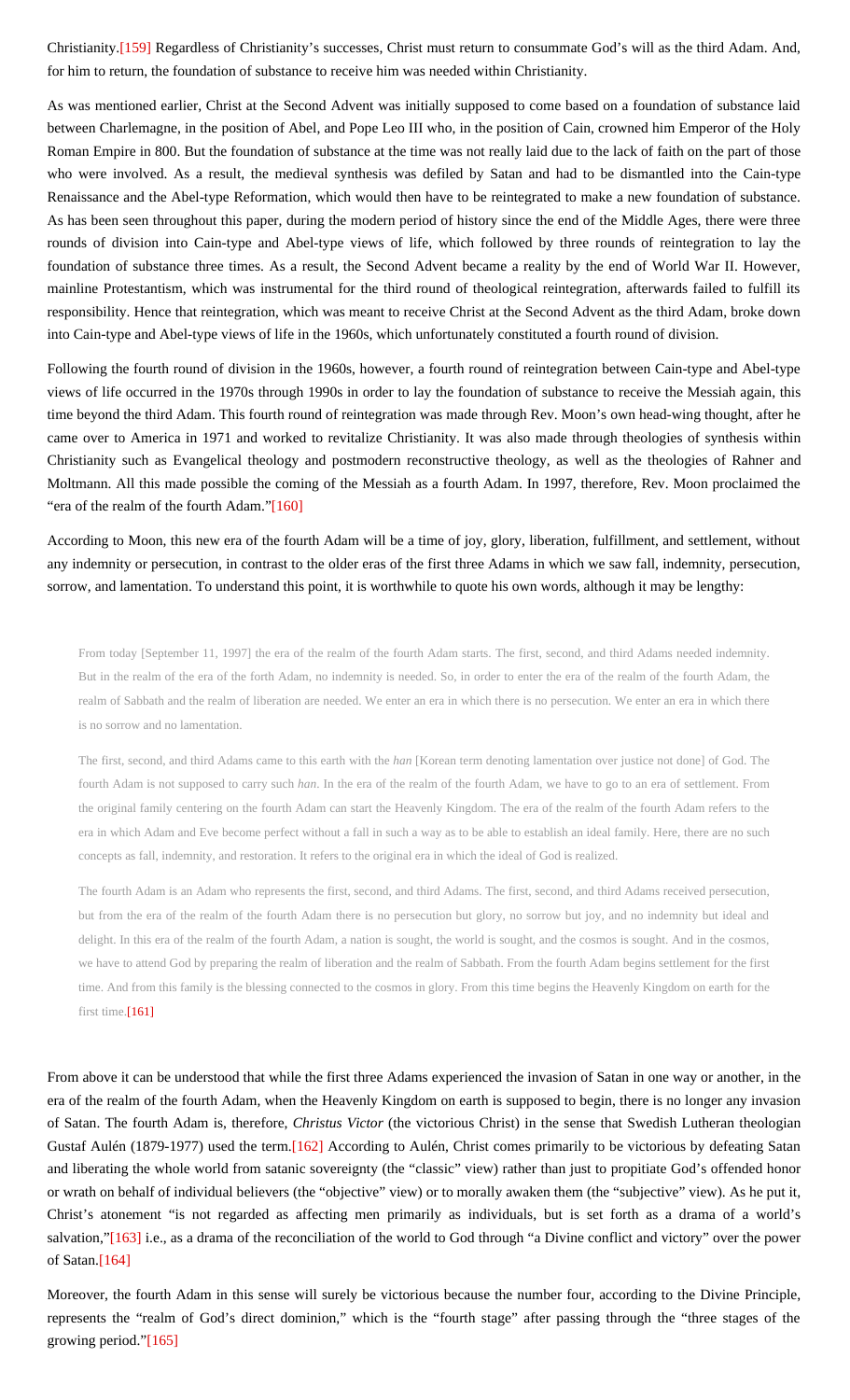Christianity.[159] Regardless of Christianity's successes, Christ must return to consummate God's will as the third Adam. And, for him to return, the foundation of substance to receive him was needed within Christianity.

As was mentioned earlier, Christ at the Second Advent was initially supposed to come based on a foundation of substance laid between Charlemagne, in the position of Abel, and Pope Leo III who, in the position of Cain, crowned him Emperor of the Holy Roman Empire in 800. But the foundation of substance at the time was not really laid due to the lack of faith on the part of those who were involved. As a result, the medieval synthesis was defiled by Satan and had to be dismantled into the Cain-type Renaissance and the Abel-type Reformation, which would then have to be reintegrated to make a new foundation of substance. As has been seen throughout this paper, during the modern period of history since the end of the Middle Ages, there were three rounds of division into Cain-type and Abel-type views of life, which followed by three rounds of reintegration to lay the foundation of substance three times. As a result, the Second Advent became a reality by the end of World War II. However, mainline Protestantism, which was instrumental for the third round of theological reintegration, afterwards failed to fulfill its responsibility. Hence that reintegration, which was meant to receive Christ at the Second Advent as the third Adam, broke down into Cain-type and Abel-type views of life in the 1960s, which unfortunately constituted a fourth round of division.

Following the fourth round of division in the 1960s, however, a fourth round of reintegration between Cain-type and Abel-type views of life occurred in the 1970s through 1990s in order to lay the foundation of substance to receive the Messiah again, this time beyond the third Adam. This fourth round of reintegration was made through Rev. Moon's own head-wing thought, after he came over to America in 1971 and worked to revitalize Christianity. It was also made through theologies of synthesis within Christianity such as Evangelical theology and postmodern reconstructive theology, as well as the theologies of Rahner and Moltmann. All this made possible the coming of the Messiah as a fourth Adam. In 1997, therefore, Rev. Moon proclaimed the "era of the realm of the fourth Adam."[160]

According to Moon, this new era of the fourth Adam will be a time of joy, glory, liberation, fulfillment, and settlement, without any indemnity or persecution, in contrast to the older eras of the first three Adams in which we saw fall, indemnity, persecution, sorrow, and lamentation. To understand this point, it is worthwhile to quote his own words, although it may be lengthy:

> From today [September 11, 1997] the era of the realm of the fourth Adam starts. The first, second, and third Adams needed indemnity. But in the realm of the era of the forth Adam, no indemnity is needed. So, in order to enter the era of the realm of the fourth Adam, the realm of Sabbath and the realm of liberation are needed. We enter an era in which there is no persecution. We enter an era in which there is no sorrow and no lamentation.
>
> The first, second, and third Adams came to this earth with the *han* [Korean term denoting lamentation over justice not done] of God. The fourth Adam is not supposed to carry such *han*. In the era of the realm of the fourth Adam, we have to go to an era of settlement. From the original family centering on the fourth Adam can start the Heavenly Kingdom. The era of the realm of the fourth Adam refers to the era in which Adam and Eve become perfect without a fall in such a way as to be able to establish an ideal family. Here, there are no such concepts as fall, indemnity, and restoration. It refers to the original era in which the ideal of God is realized.
>
> The fourth Adam is an Adam who represents the first, second, and third Adams. The first, second, and third Adams received persecution, but from the era of the realm of the fourth Adam there is no persecution but glory, no sorrow but joy, and no indemnity but ideal and delight. In this era of the realm of the fourth Adam, a nation is sought, the world is sought, and the cosmos is sought. And in the cosmos, we have to attend God by preparing the realm of liberation and the realm of Sabbath. From the fourth Adam begins settlement for the first time. And from this family is the blessing connected to the cosmos in glory. From this time begins the Heavenly Kingdom on earth for the first time.[161]

From above it can be understood that while the first three Adams experienced the invasion of Satan in one way or another, in the era of the realm of the fourth Adam, when the Heavenly Kingdom on earth is supposed to begin, there is no longer any invasion of Satan. The fourth Adam is, therefore, *Christus Victor* (the victorious Christ) in the sense that Swedish Lutheran theologian Gustaf Aulén (1879-1977) used the term.[162] According to Aulén, Christ comes primarily to be victorious by defeating Satan and liberating the whole world from satanic sovereignty (the "classic" view) rather than just to propitiate God's offended honor or wrath on behalf of individual believers (the "objective" view) or to morally awaken them (the "subjective" view). As he put it, Christ's atonement "is not regarded as affecting men primarily as individuals, but is set forth as a drama of a world's salvation,"[163] i.e., as a drama of the reconciliation of the world to God through "a Divine conflict and victory" over the power of Satan.[164]

Moreover, the fourth Adam in this sense will surely be victorious because the number four, according to the Divine Principle, represents the "realm of God's direct dominion," which is the "fourth stage" after passing through the "three stages of the growing period."[165]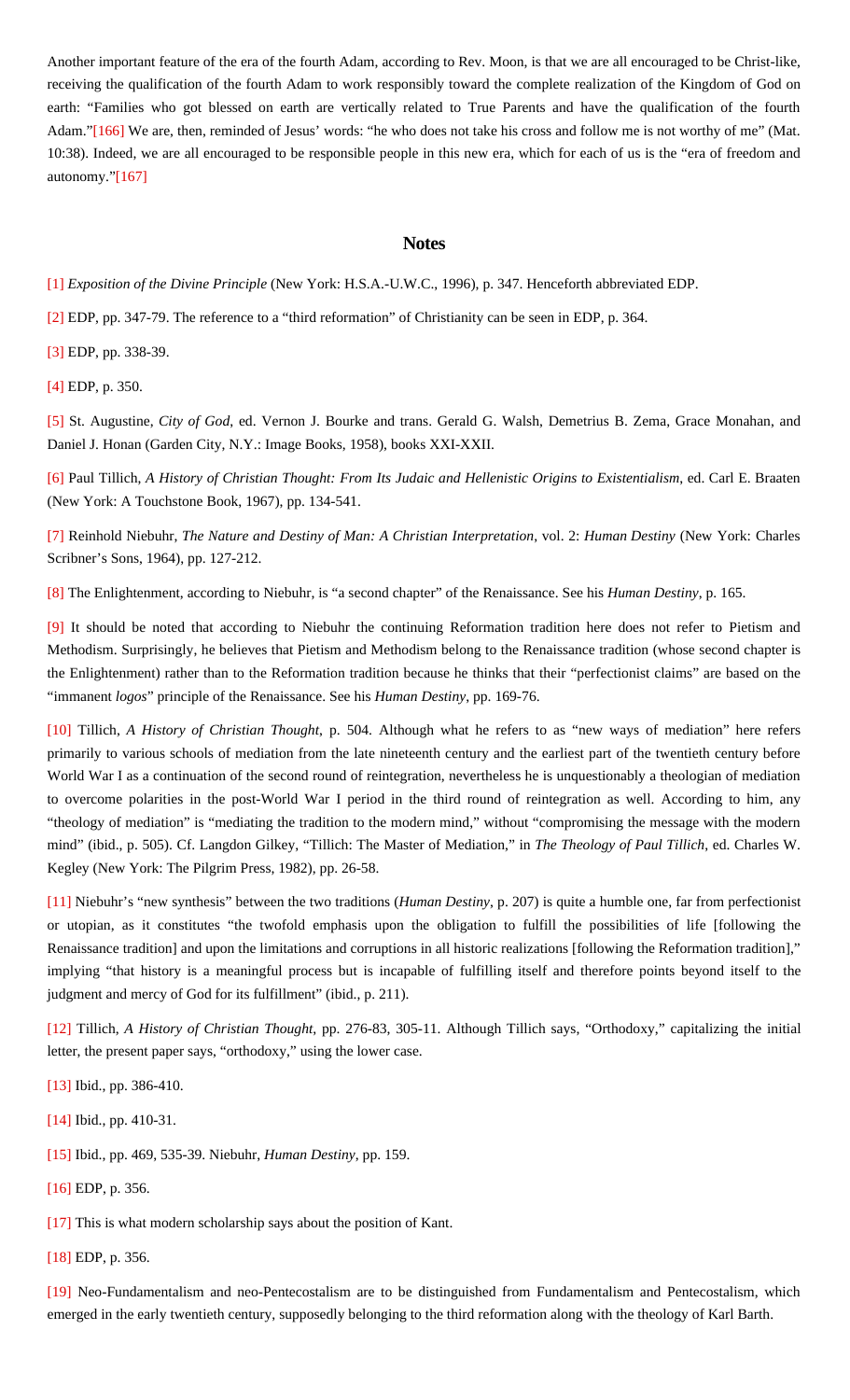Another important feature of the era of the fourth Adam, according to Rev. Moon, is that we are all encouraged to be Christ-like, receiving the qualification of the fourth Adam to work responsibly toward the complete realization of the Kingdom of God on earth: "Families who got blessed on earth are vertically related to True Parents and have the qualification of the fourth Adam."[166] We are, then, reminded of Jesus' words: "he who does not take his cross and follow me is not worthy of me" (Mat. 10:38). Indeed, we are all encouraged to be responsible people in this new era, which for each of us is the "era of freedom and autonomy."[167]

## Notes

[1] *Exposition of the Divine Principle* (New York: H.S.A.-U.W.C., 1996), p. 347. Henceforth abbreviated EDP.

[2] EDP, pp. 347-79. The reference to a "third reformation" of Christianity can be seen in EDP, p. 364.

[3] EDP, pp. 338-39.

[4] EDP, p. 350.

[5] St. Augustine, *City of God*, ed. Vernon J. Bourke and trans. Gerald G. Walsh, Demetrius B. Zema, Grace Monahan, and Daniel J. Honan (Garden City, N.Y.: Image Books, 1958), books XXI-XXII.

[6] Paul Tillich, *A History of Christian Thought: From Its Judaic and Hellenistic Origins to Existentialism*, ed. Carl E. Braaten (New York: A Touchstone Book, 1967), pp. 134-541.

[7] Reinhold Niebuhr, *The Nature and Destiny of Man: A Christian Interpretation*, vol. 2: *Human Destiny* (New York: Charles Scribner's Sons, 1964), pp. 127-212.

[8] The Enlightenment, according to Niebuhr, is "a second chapter" of the Renaissance. See his *Human Destiny*, p. 165.

[9] It should be noted that according to Niebuhr the continuing Reformation tradition here does not refer to Pietism and Methodism. Surprisingly, he believes that Pietism and Methodism belong to the Renaissance tradition (whose second chapter is the Enlightenment) rather than to the Reformation tradition because he thinks that their "perfectionist claims" are based on the "immanent *logos*" principle of the Renaissance. See his *Human Destiny*, pp. 169-76.

[10] Tillich, *A History of Christian Thought*, p. 504. Although what he refers to as "new ways of mediation" here refers primarily to various schools of mediation from the late nineteenth century and the earliest part of the twentieth century before World War I as a continuation of the second round of reintegration, nevertheless he is unquestionably a theologian of mediation to overcome polarities in the post-World War I period in the third round of reintegration as well. According to him, any "theology of mediation" is "mediating the tradition to the modern mind," without "compromising the message with the modern mind" (ibid., p. 505). Cf. Langdon Gilkey, "Tillich: The Master of Mediation," in *The Theology of Paul Tillich*, ed. Charles W. Kegley (New York: The Pilgrim Press, 1982), pp. 26-58.

[11] Niebuhr's "new synthesis" between the two traditions (*Human Destiny*, p. 207) is quite a humble one, far from perfectionist or utopian, as it constitutes "the twofold emphasis upon the obligation to fulfill the possibilities of life [following the Renaissance tradition] and upon the limitations and corruptions in all historic realizations [following the Reformation tradition]," implying "that history is a meaningful process but is incapable of fulfilling itself and therefore points beyond itself to the judgment and mercy of God for its fulfillment" (ibid., p. 211).

[12] Tillich, *A History of Christian Thought*, pp. 276-83, 305-11. Although Tillich says, "Orthodoxy," capitalizing the initial letter, the present paper says, "orthodoxy," using the lower case.

[13] Ibid., pp. 386-410.

[14] Ibid., pp. 410-31.

[15] Ibid., pp. 469, 535-39. Niebuhr, *Human Destiny*, pp. 159.

[16] EDP, p. 356.

[17] This is what modern scholarship says about the position of Kant.

[18] EDP, p. 356.

[19] Neo-Fundamentalism and neo-Pentecostalism are to be distinguished from Fundamentalism and Pentecostalism, which emerged in the early twentieth century, supposedly belonging to the third reformation along with the theology of Karl Barth.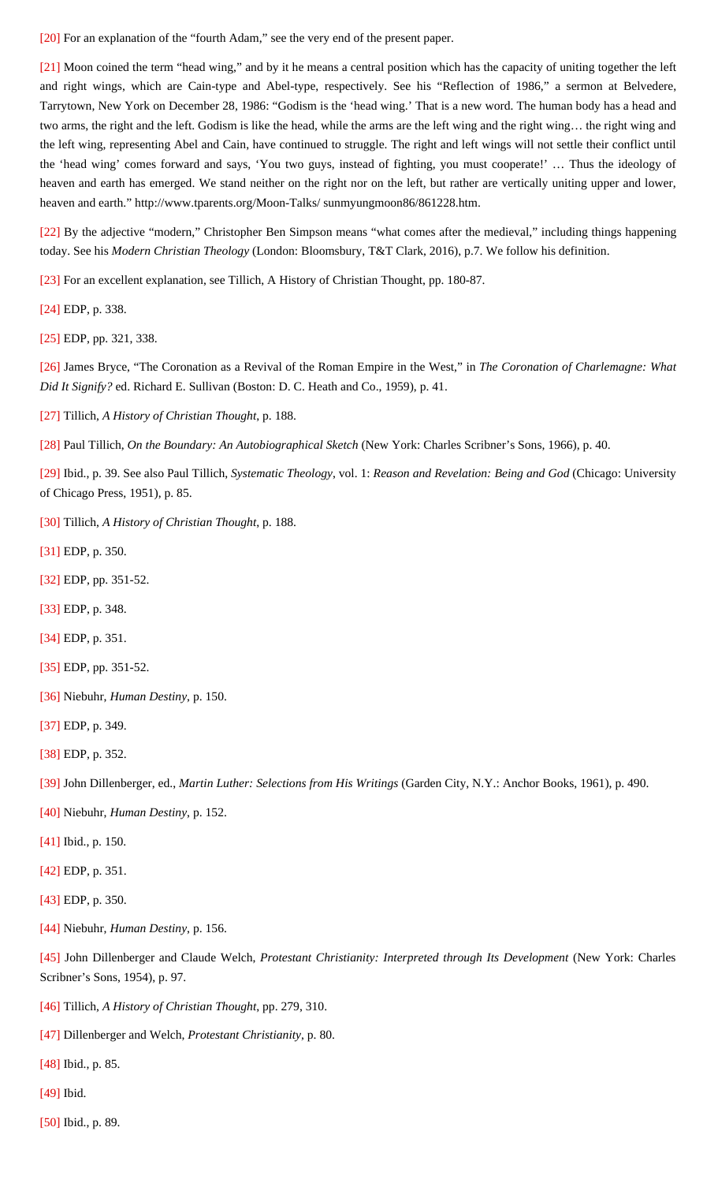[20] For an explanation of the "fourth Adam," see the very end of the present paper.

[21] Moon coined the term "head wing," and by it he means a central position which has the capacity of uniting together the left and right wings, which are Cain-type and Abel-type, respectively. See his "Reflection of 1986," a sermon at Belvedere, Tarrytown, New York on December 28, 1986: "Godism is the 'head wing.' That is a new word. The human body has a head and two arms, the right and the left. Godism is like the head, while the arms are the left wing and the right wing… the right wing and the left wing, representing Abel and Cain, have continued to struggle. The right and left wings will not settle their conflict until the 'head wing' comes forward and says, 'You two guys, instead of fighting, you must cooperate!' … Thus the ideology of heaven and earth has emerged. We stand neither on the right nor on the left, but rather are vertically uniting upper and lower, heaven and earth." http://www.tparents.org/Moon-Talks/ sunmyungmoon86/861228.htm.

[22] By the adjective "modern," Christopher Ben Simpson means "what comes after the medieval," including things happening today. See his *Modern Christian Theology* (London: Bloomsbury, T&T Clark, 2016), p.7. We follow his definition.

[23] For an excellent explanation, see Tillich, A History of Christian Thought, pp. 180-87.

[24] EDP, p. 338.

[25] EDP, pp. 321, 338.

[26] James Bryce, "The Coronation as a Revival of the Roman Empire in the West," in *The Coronation of Charlemagne: What Did It Signify?* ed. Richard E. Sullivan (Boston: D. C. Heath and Co., 1959), p. 41.

[27] Tillich, *A History of Christian Thought*, p. 188.

[28] Paul Tillich, *On the Boundary: An Autobiographical Sketch* (New York: Charles Scribner's Sons, 1966), p. 40.

[29] Ibid., p. 39. See also Paul Tillich, *Systematic Theology*, vol. 1: *Reason and Revelation: Being and God* (Chicago: University of Chicago Press, 1951), p. 85.

[30] Tillich, *A History of Christian Thought*, p. 188.

[31] EDP, p. 350.

[32] EDP, pp. 351-52.

[33] EDP, p. 348.

[34] EDP, p. 351.

[35] EDP, pp. 351-52.

[36] Niebuhr, *Human Destiny*, p. 150.

[37] EDP, p. 349.

[38] EDP, p. 352.

[39] John Dillenberger, ed., *Martin Luther: Selections from His Writings* (Garden City, N.Y.: Anchor Books, 1961), p. 490.

[40] Niebuhr, *Human Destiny*, p. 152.

[41] Ibid., p. 150.

[42] EDP, p. 351.

[43] EDP, p. 350.

[44] Niebuhr, *Human Destiny*, p. 156.

[45] John Dillenberger and Claude Welch, *Protestant Christianity: Interpreted through Its Development* (New York: Charles Scribner's Sons, 1954), p. 97.

[46] Tillich, *A History of Christian Thought*, pp. 279, 310.

[47] Dillenberger and Welch, *Protestant Christianity*, p. 80.

[48] Ibid., p. 85.

[49] Ibid.

[50] Ibid., p. 89.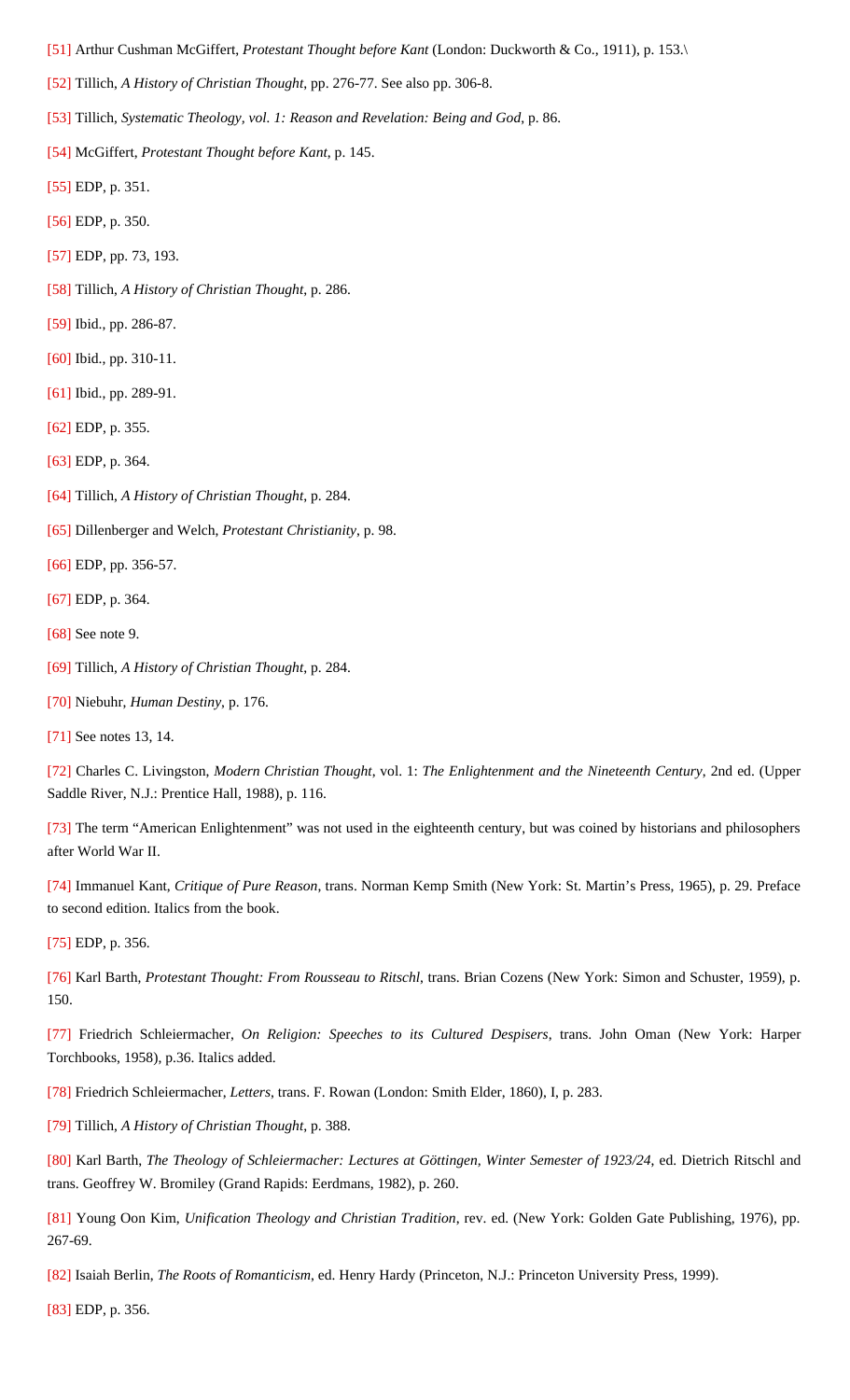[51] Arthur Cushman McGiffert, *Protestant Thought before Kant* (London: Duckworth & Co., 1911), p. 153.\

[52] Tillich, *A History of Christian Thought*, pp. 276-77. See also pp. 306-8.

[53] Tillich, *Systematic Theology, vol. 1: Reason and Revelation: Being and God*, p. 86.

[54] McGiffert, *Protestant Thought before Kant*, p. 145.

[55] EDP, p. 351.

[56] EDP, p. 350.

[57] EDP, pp. 73, 193.

[58] Tillich, *A History of Christian Thought*, p. 286.

[59] Ibid., pp. 286-87.

[60] Ibid., pp. 310-11.

[61] Ibid., pp. 289-91.

[62] EDP, p. 355.

[63] EDP, p. 364.

[64] Tillich, *A History of Christian Thought*, p. 284.

[65] Dillenberger and Welch, *Protestant Christianity*, p. 98.

[66] EDP, pp. 356-57.

[67] EDP, p. 364.

[68] See note 9.

[69] Tillich, *A History of Christian Thought*, p. 284.

[70] Niebuhr, *Human Destiny*, p. 176.

[71] See notes 13, 14.

[72] Charles C. Livingston, *Modern Christian Thought*, vol. 1: *The Enlightenment and the Nineteenth Century*, 2nd ed. (Upper Saddle River, N.J.: Prentice Hall, 1988), p. 116.

[73] The term "American Enlightenment" was not used in the eighteenth century, but was coined by historians and philosophers after World War II.

[74] Immanuel Kant, *Critique of Pure Reason*, trans. Norman Kemp Smith (New York: St. Martin's Press, 1965), p. 29. Preface to second edition. Italics from the book.

[75] EDP, p. 356.

[76] Karl Barth, *Protestant Thought: From Rousseau to Ritschl*, trans. Brian Cozens (New York: Simon and Schuster, 1959), p. 150.

[77] Friedrich Schleiermacher, *On Religion: Speeches to its Cultured Despisers*, trans. John Oman (New York: Harper Torchbooks, 1958), p.36. Italics added.

[78] Friedrich Schleiermacher, *Letters*, trans. F. Rowan (London: Smith Elder, 1860), I, p. 283.

[79] Tillich, *A History of Christian Thought*, p. 388.

[80] Karl Barth, *The Theology of Schleiermacher: Lectures at Göttingen, Winter Semester of 1923/24*, ed. Dietrich Ritschl and trans. Geoffrey W. Bromiley (Grand Rapids: Eerdmans, 1982), p. 260.

[81] Young Oon Kim, *Unification Theology and Christian Tradition*, rev. ed. (New York: Golden Gate Publishing, 1976), pp. 267-69.

[82] Isaiah Berlin, *The Roots of Romanticism*, ed. Henry Hardy (Princeton, N.J.: Princeton University Press, 1999).

[83] EDP, p. 356.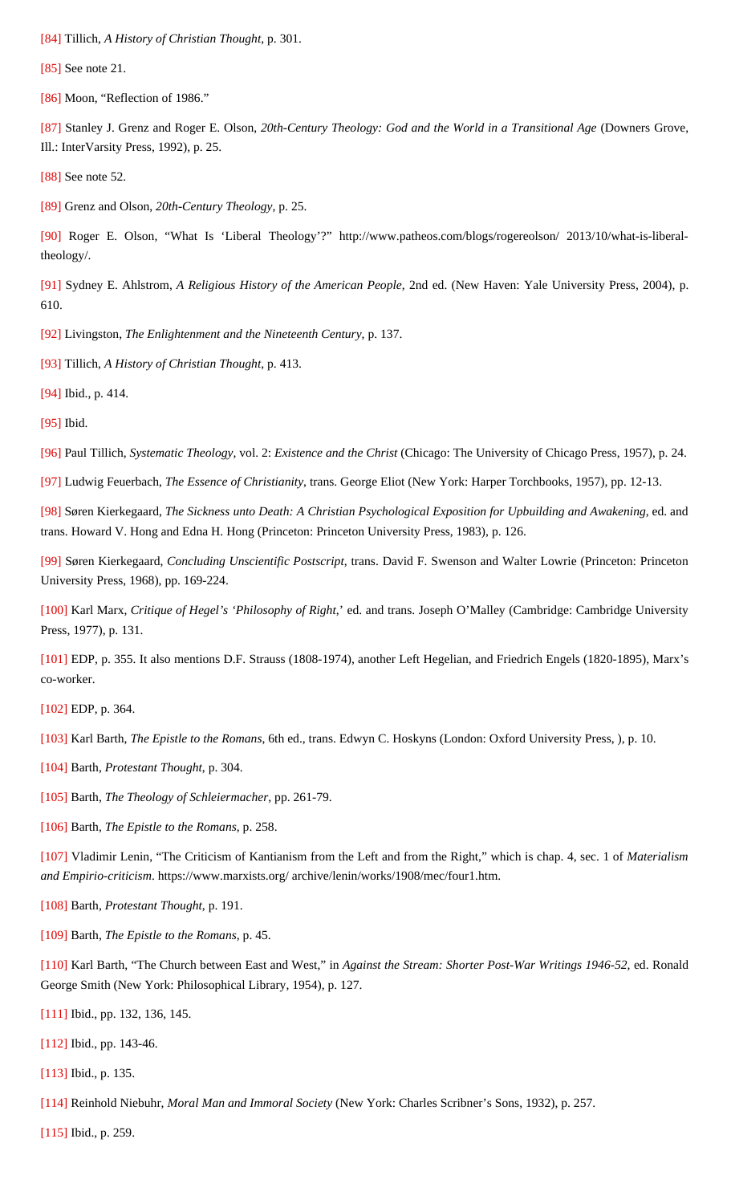[84] Tillich, *A History of Christian Thought*, p. 301.

[85] See note 21.

[86] Moon, “Reflection of 1986.”

[87] Stanley J. Grenz and Roger E. Olson, *20th-Century Theology: God and the World in a Transitional Age* (Downers Grove, Ill.: InterVarsity Press, 1992), p. 25.

[88] See note 52.

[89] Grenz and Olson, *20th-Century Theology*, p. 25.

[90] Roger E. Olson, “What Is ‘Liberal Theology’?” http://www.patheos.com/blogs/rogereolson/ 2013/10/what-is-liberal-theology/.

[91] Sydney E. Ahlstrom, *A Religious History of the American People*, 2nd ed. (New Haven: Yale University Press, 2004), p. 610.

[92] Livingston, *The Enlightenment and the Nineteenth Century*, p. 137.

[93] Tillich, *A History of Christian Thought*, p. 413.

[94] Ibid., p. 414.

[95] Ibid.

[96] Paul Tillich, *Systematic Theology*, vol. 2: *Existence and the Christ* (Chicago: The University of Chicago Press, 1957), p. 24.

[97] Ludwig Feuerbach, *The Essence of Christianity*, trans. George Eliot (New York: Harper Torchbooks, 1957), pp. 12-13.

[98] Søren Kierkegaard, *The Sickness unto Death: A Christian Psychological Exposition for Upbuilding and Awakening*, ed. and trans. Howard V. Hong and Edna H. Hong (Princeton: Princeton University Press, 1983), p. 126.

[99] Søren Kierkegaard, *Concluding Unscientific Postscript*, trans. David F. Swenson and Walter Lowrie (Princeton: Princeton University Press, 1968), pp. 169-224.

[100] Karl Marx, *Critique of Hegel’s ‘Philosophy of Right*,’ ed. and trans. Joseph O’Malley (Cambridge: Cambridge University Press, 1977), p. 131.

[101] EDP, p. 355. It also mentions D.F. Strauss (1808-1974), another Left Hegelian, and Friedrich Engels (1820-1895), Marx’s co-worker.

[102] EDP, p. 364.

[103] Karl Barth, *The Epistle to the Romans*, 6th ed., trans. Edwyn C. Hoskyns (London: Oxford University Press, ), p. 10.

[104] Barth, *Protestant Thought*, p. 304.

[105] Barth, *The Theology of Schleiermacher*, pp. 261-79.

[106] Barth, *The Epistle to the Romans*, p. 258.

[107] Vladimir Lenin, “The Criticism of Kantianism from the Left and from the Right,” which is chap. 4, sec. 1 of *Materialism and Empirio-criticism*. https://www.marxists.org/ archive/lenin/works/1908/mec/four1.htm.

[108] Barth, *Protestant Thought*, p. 191.

[109] Barth, *The Epistle to the Romans*, p. 45.

[110] Karl Barth, “The Church between East and West,” in *Against the Stream: Shorter Post-War Writings 1946-52*, ed. Ronald George Smith (New York: Philosophical Library, 1954), p. 127.

[111] Ibid., pp. 132, 136, 145.

[112] Ibid., pp. 143-46.

[113] Ibid., p. 135.

[114] Reinhold Niebuhr, *Moral Man and Immoral Society* (New York: Charles Scribner’s Sons, 1932), p. 257.

[115] Ibid., p. 259.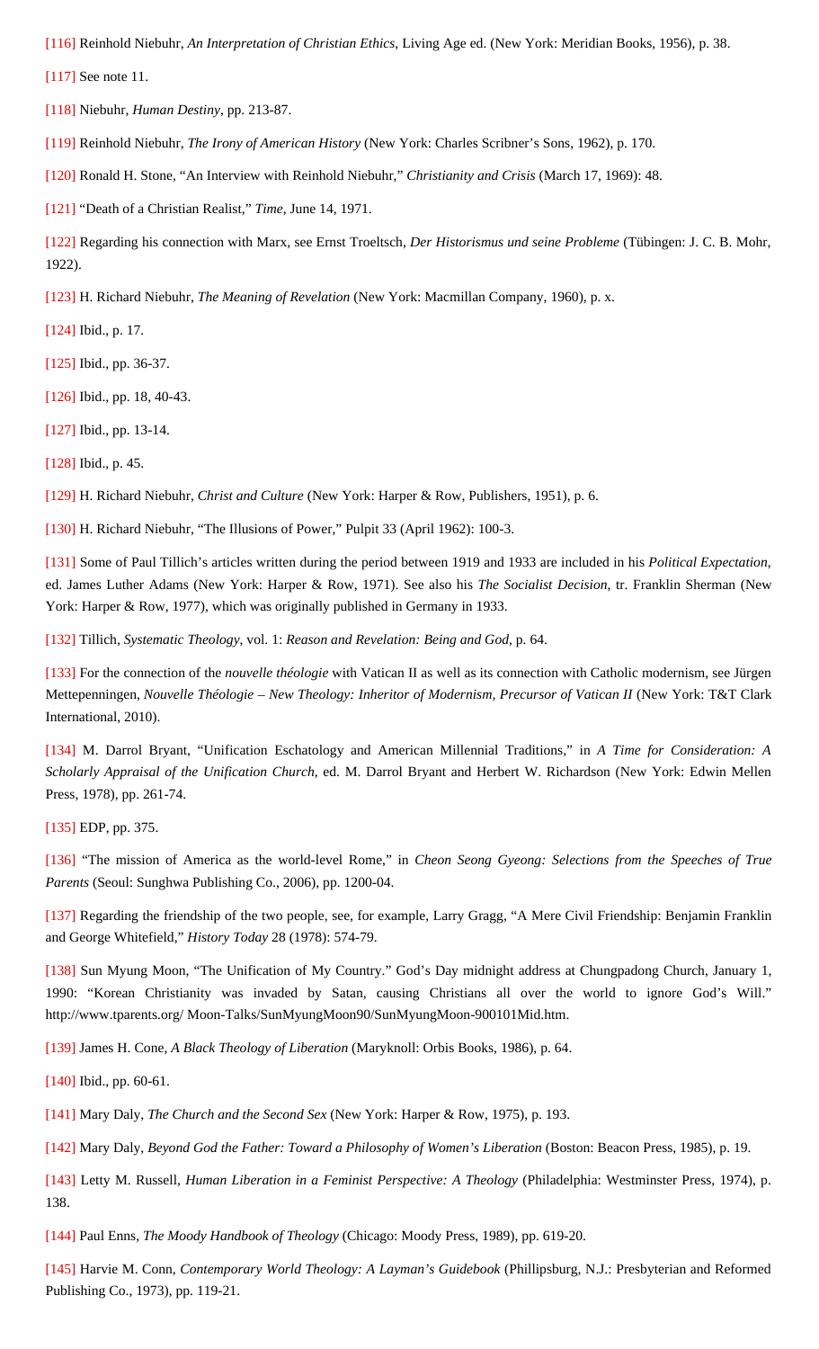[116] Reinhold Niebuhr, *An Interpretation of Christian Ethics*, Living Age ed. (New York: Meridian Books, 1956), p. 38.

[117] See note 11.

[118] Niebuhr, *Human Destiny*, pp. 213-87.

[119] Reinhold Niebuhr, *The Irony of American History* (New York: Charles Scribner's Sons, 1962), p. 170.

[120] Ronald H. Stone, "An Interview with Reinhold Niebuhr," *Christianity and Crisis* (March 17, 1969): 48.

[121] "Death of a Christian Realist," *Time*, June 14, 1971.

[122] Regarding his connection with Marx, see Ernst Troeltsch, *Der Historismus und seine Probleme* (Tübingen: J. C. B. Mohr, 1922).

[123] H. Richard Niebuhr, *The Meaning of Revelation* (New York: Macmillan Company, 1960), p. x.

[124] Ibid., p. 17.

[125] Ibid., pp. 36-37.

[126] Ibid., pp. 18, 40-43.

[127] Ibid., pp. 13-14.

[128] Ibid., p. 45.

[129] H. Richard Niebuhr, *Christ and Culture* (New York: Harper & Row, Publishers, 1951), p. 6.

[130] H. Richard Niebuhr, "The Illusions of Power," Pulpit 33 (April 1962): 100-3.

[131] Some of Paul Tillich's articles written during the period between 1919 and 1933 are included in his *Political Expectation*, ed. James Luther Adams (New York: Harper & Row, 1971). See also his *The Socialist Decision*, tr. Franklin Sherman (New York: Harper & Row, 1977), which was originally published in Germany in 1933.

[132] Tillich, *Systematic Theology*, vol. 1: *Reason and Revelation: Being and God*, p. 64.

[133] For the connection of the *nouvelle théologie* with Vatican II as well as its connection with Catholic modernism, see Jürgen Mettepenningen, *Nouvelle Théologie – New Theology: Inheritor of Modernism, Precursor of Vatican II* (New York: T&T Clark International, 2010).

[134] M. Darrol Bryant, "Unification Eschatology and American Millennial Traditions," in *A Time for Consideration: A Scholarly Appraisal of the Unification Church*, ed. M. Darrol Bryant and Herbert W. Richardson (New York: Edwin Mellen Press, 1978), pp. 261-74.

[135] EDP, pp. 375.

[136] "The mission of America as the world-level Rome," in *Cheon Seong Gyeong: Selections from the Speeches of True Parents* (Seoul: Sunghwa Publishing Co., 2006), pp. 1200-04.

[137] Regarding the friendship of the two people, see, for example, Larry Gragg, "A Mere Civil Friendship: Benjamin Franklin and George Whitefield," *History Today* 28 (1978): 574-79.

[138] Sun Myung Moon, "The Unification of My Country." God's Day midnight address at Chungpadong Church, January 1, 1990: "Korean Christianity was invaded by Satan, causing Christians all over the world to ignore God's Will." http://www.tparents.org/ Moon-Talks/SunMyungMoon90/SunMyungMoon-900101Mid.htm.

[139] James H. Cone, *A Black Theology of Liberation* (Maryknoll: Orbis Books, 1986), p. 64.

[140] Ibid., pp. 60-61.

[141] Mary Daly, *The Church and the Second Sex* (New York: Harper & Row, 1975), p. 193.

[142] Mary Daly, *Beyond God the Father: Toward a Philosophy of Women's Liberation* (Boston: Beacon Press, 1985), p. 19.

[143] Letty M. Russell, *Human Liberation in a Feminist Perspective: A Theology* (Philadelphia: Westminster Press, 1974), p. 138.

[144] Paul Enns, *The Moody Handbook of Theology* (Chicago: Moody Press, 1989), pp. 619-20.

[145] Harvie M. Conn, *Contemporary World Theology: A Layman's Guidebook* (Phillipsburg, N.J.: Presbyterian and Reformed Publishing Co., 1973), pp. 119-21.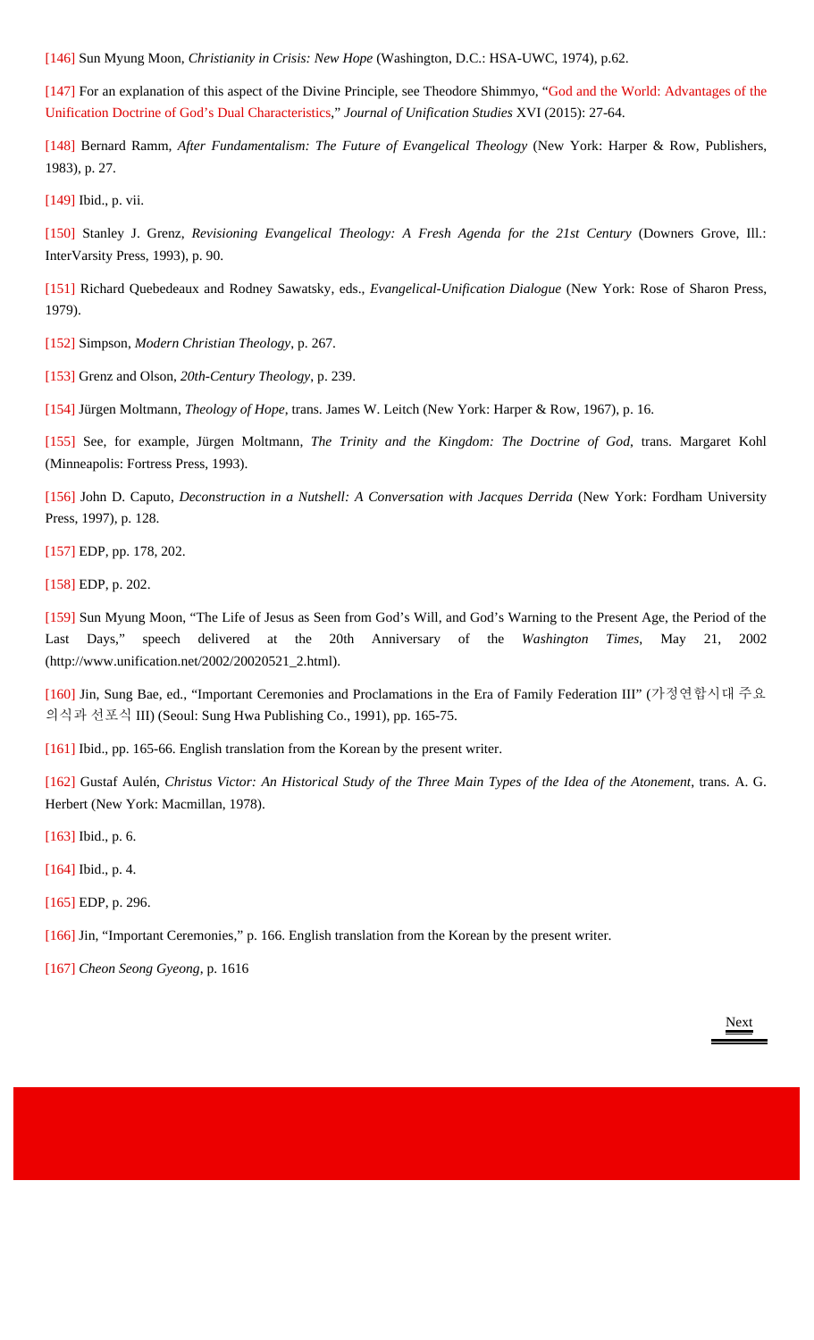[146] Sun Myung Moon, *Christianity in Crisis: New Hope* (Washington, D.C.: HSA-UWC, 1974), p.62.

[147] For an explanation of this aspect of the Divine Principle, see Theodore Shimmyo, "God and the World: Advantages of the Unification Doctrine of God's Dual Characteristics," *Journal of Unification Studies* XVI (2015): 27-64.

[148] Bernard Ramm, *After Fundamentalism: The Future of Evangelical Theology* (New York: Harper & Row, Publishers, 1983), p. 27.

[149] Ibid., p. vii.

[150] Stanley J. Grenz, *Revisioning Evangelical Theology: A Fresh Agenda for the 21st Century* (Downers Grove, Ill.: InterVarsity Press, 1993), p. 90.

[151] Richard Quebedeaux and Rodney Sawatsky, eds., *Evangelical-Unification Dialogue* (New York: Rose of Sharon Press, 1979).

[152] Simpson, *Modern Christian Theology*, p. 267.

[153] Grenz and Olson, *20th-Century Theology*, p. 239.

[154] Jürgen Moltmann, *Theology of Hope*, trans. James W. Leitch (New York: Harper & Row, 1967), p. 16.

[155] See, for example, Jürgen Moltmann, *The Trinity and the Kingdom: The Doctrine of God*, trans. Margaret Kohl (Minneapolis: Fortress Press, 1993).

[156] John D. Caputo, *Deconstruction in a Nutshell: A Conversation with Jacques Derrida* (New York: Fordham University Press, 1997), p. 128.

[157] EDP, pp. 178, 202.

[158] EDP, p. 202.

[159] Sun Myung Moon, "The Life of Jesus as Seen from God's Will, and God's Warning to the Present Age, the Period of the Last Days," speech delivered at the 20th Anniversary of the *Washington Times*, May 21, 2002 (http://www.unification.net/2002/20020521_2.html).

[160] Jin, Sung Bae, ed., "Important Ceremonies and Proclamations in the Era of Family Federation III" (가정연합시대 주요 의식과 선포식 III) (Seoul: Sung Hwa Publishing Co., 1991), pp. 165-75.

[161] Ibid., pp. 165-66. English translation from the Korean by the present writer.

[162] Gustaf Aulén, *Christus Victor: An Historical Study of the Three Main Types of the Idea of the Atonement*, trans. A. G. Herbert (New York: Macmillan, 1978).

[163] Ibid., p. 6.

[164] Ibid., p. 4.

[165] EDP, p. 296.

[166] Jin, "Important Ceremonies," p. 166. English translation from the Korean by the present writer.

[167] *Cheon Seong Gyeong*, p. 1616

Next